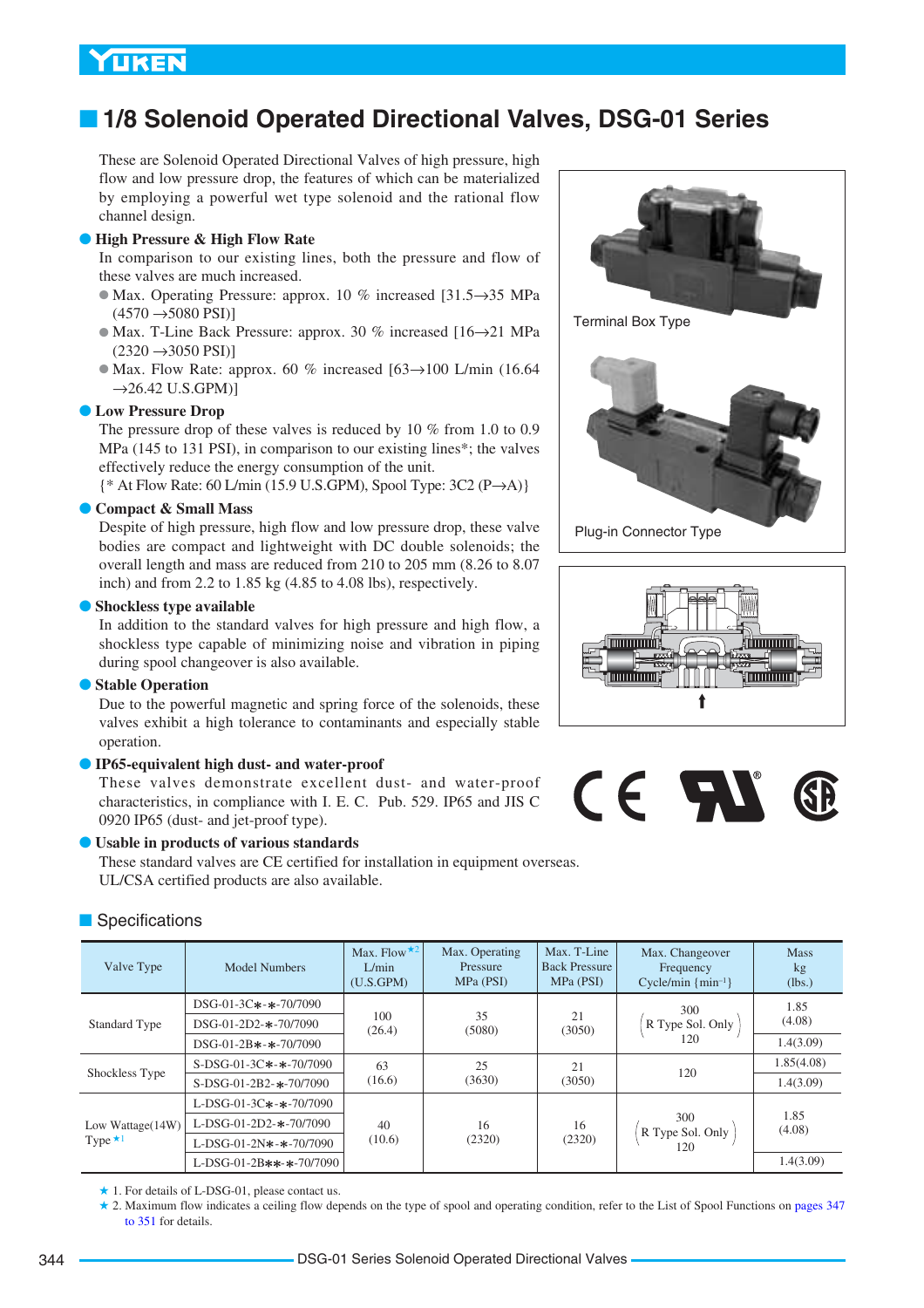# 1/8 Solenoid Operated Directional Valves, DSG-01 Series

These are Solenoid Operated Directional Valves of high pressure, high flow and low pressure drop, the features of which can be materialized by employing a powerful wet type solenoid and the rational flow channel design.

● **High Pressure & High Flow Rate**

In comparison to our existing lines, both the pressure and flow of these valves are much increased.

- Max. Operating Pressure: approx. 10 % increased [31.5→35 MPa (4570 →5080 PSI)]
- Max. T-Line Back Pressure: approx. 30 % increased [16→21 MPa (2320 →3050 PSI)]
- Max. Flow Rate: approx. 60 % increased [63→100 L/min (16.64 →26.42 U.S.GPM)]

● **Low Pressure Drop**

The pressure drop of these valves is reduced by 10 % from 1.0 to 0.9 MPa (145 to 131 PSI), in comparison to our existing lines*; the valves effectively reduce the energy consumption of the unit.
{* At Flow Rate: 60 L/min (15.9 U.S.GPM), Spool Type: 3C2 (P→A)}

● **Compact & Small Mass**

Despite of high pressure, high flow and low pressure drop, these valve bodies are compact and lightweight with DC double solenoids; the overall length and mass are reduced from 210 to 205 mm (8.26 to 8.07 inch) and from 2.2 to 1.85 kg (4.85 to 4.08 lbs), respectively.

● **Shockless type available**

In addition to the standard valves for high pressure and high flow, a shockless type capable of minimizing noise and vibration in piping during spool changeover is also available.

● **Stable Operation**

Due to the powerful magnetic and spring force of the solenoids, these valves exhibit a high tolerance to contaminants and especially stable operation.

● **IP65-equivalent high dust- and water-proof**

These valves demonstrate excellent dust- and water-proof characteristics, in compliance with I. E. C. Pub. 529. IP65 and JIS C 0920 IP65 (dust- and jet-proof type).

● **Usable in products of various standards**

These standard valves are CE certified for installation in equipment overseas.
UL/CSA certified products are also available.

Terminal Box Type

Plug-in Connector Type

## Specifications

| Valve Type | Model Numbers | Max. Flow ★2 L/min (U.S.GPM) | Max. Operating Pressure MPa (PSI) | Max. T-Line Back Pressure MPa (PSI) | Max. Changeover Frequency Cycle/min {min⁻¹} | Mass kg (lbs.) |
|---|---|---|---|---|---|---|
| Standard Type | DSG-01-3C∗-∗-70/7090 | 100 (26.4) | 35 (5080) | 21 (3050) | 300 (R Type Sol. Only 120) | 1.85 (4.08) |
| | DSG-01-2D2-∗-70/7090 | | | | | |
| | DSG-01-2B∗-∗-70/7090 | | | | | 1.4(3.09) |
| Shockless Type | S-DSG-01-3C∗-∗-70/7090 | 63 (16.6) | 25 (3630) | 21 (3050) | 120 | 1.85(4.08) |
| | S-DSG-01-2B2-∗-70/7090 | | | | | 1.4(3.09) |
| Low Wattage(14W) Type ★1 | L-DSG-01-3C∗-∗-70/7090 | 40 (10.6) | 16 (2320) | 16 (2320) | 300 (R Type Sol. Only 120) | 1.85 (4.08) |
| | L-DSG-01-2D2-∗-70/7090 | | | | | |
| | L-DSG-01-2N∗-∗-70/7090 | | | | | |
| | L-DSG-01-2B∗∗-∗-70/7090 | | | | | 1.4(3.09) |

★ 1. For details of L-DSG-01, please contact us.
★ 2. Maximum flow indicates a ceiling flow depends on the type of spool and operating condition, refer to the List of Spool Functions on pages 347 to 351 for details.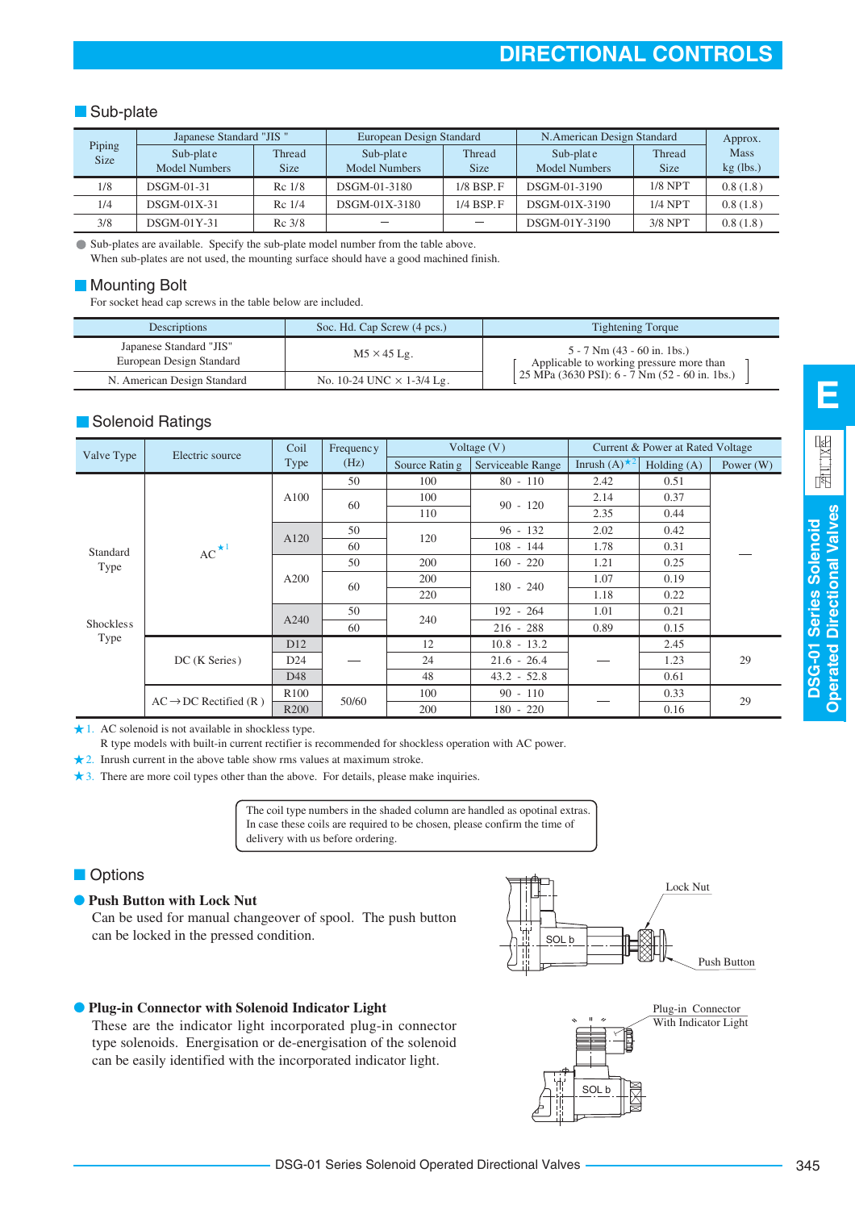## Sub-plate

| Piping Size | Japanese Standard "JIS" | | European Design Standard | | N.American Design Standard | | Approx. Mass kg (lbs.) |
|---|---|---|---|---|---|---|---|
| | Sub-plate Model Numbers | Thread Size | Sub-plate Model Numbers | Thread Size | Sub-plate Model Numbers | Thread Size | |
| 1/8 | DSGM-01-31 | Rc 1/8 | DSGM-01-3180 | 1/8 BSP.F | DSGM-01-3190 | 1/8 NPT | 0.8 (1.8) |
| 1/4 | DSGM-01X-31 | Rc 1/4 | DSGM-01X-3180 | 1/4 BSP.F | DSGM-01X-3190 | 1/4 NPT | 0.8 (1.8) |
| 3/8 | DSGM-01Y-31 | Rc 3/8 | — | — | DSGM-01Y-3190 | 3/8 NPT | 0.8 (1.8) |

● Sub-plates are available. Specify the sub-plate model number from the table above.
When sub-plates are not used, the mounting surface should have a good machined finish.

## Mounting Bolt

For socket head cap screws in the table below are included.

| Descriptions | Soc. Hd. Cap Screw (4 pcs.) | Tightening Torque |
|---|---|---|
| Japanese Standard "JIS" European Design Standard | M5 × 45 Lg. | 5 - 7 Nm (43 - 60 in. 1bs.) [Applicable to working pressure more than 25 MPa (3630 PSI): 6 - 7 Nm (52 - 60 in. 1bs.)] |
| N. American Design Standard | No. 10-24 UNC × 1-3/4 Lg. | |

## Solenoid Ratings

| Valve Type | Electric source | Coil Type | Frequency (Hz) | Voltage (V) | | Current & Power at Rated Voltage | | |
|---|---|---|---|---|---|---|---|---|
| | | | | Source Rating | Serviceable Range | Inrush (A)★2 | Holding (A) | Power (W) |
| Standard Type / Shockless Type | AC★1 | A100 | 50 | 100 | 80 - 110 | 2.42 | 0.51 | — |
| | | | 60 | 100 | 90 - 120 | 2.14 | 0.37 | |
| | | | | 110 | | 2.35 | 0.44 | |
| | | A120 | 50 | 120 | 96 - 132 | 2.02 | 0.42 | |
| | | | 60 | | 108 - 144 | 1.78 | 0.31 | |
| | | A200 | 50 | 200 | 160 - 220 | 1.21 | 0.25 | |
| | | | 60 | 200 | 180 - 240 | 1.07 | 0.19 | |
| | | | | 220 | | 1.18 | 0.22 | |
| | | A240 | 50 | 240 | 192 - 264 | 1.01 | 0.21 | |
| | | | 60 | | 216 - 288 | 0.89 | 0.15 | |
| | DC (K Series) | D12 | — | 12 | 10.8 - 13.2 | — | 2.45 | 29 |
| | | D24 | | 24 | 21.6 - 26.4 | | 1.23 | |
| | | D48 | | 48 | 43.2 - 52.8 | | 0.61 | |
| | AC → DC Rectified (R) | R100 | 50/60 | 100 | 90 - 110 | — | 0.33 | 29 |
| | | R200 | | 200 | 180 - 220 | | 0.16 | |

★1. AC solenoid is not available in shockless type.
R type models with built-in current rectifier is recommended for shockless operation with AC power.
★2. Inrush current in the above table show rms values at maximum stroke.
★3. There are more coil types other than the above. For details, please make inquiries.

The coil type numbers in the shaded column are handled as opotional extras. In case these coils are required to be chosen, please confirm the time of delivery with us before ordering.

## Options

**● Push Button with Lock Nut**

Can be used for manual changeover of spool. The push button can be locked in the pressed condition.

Lock Nut
SOL b
Push Button

**● Plug-in Connector with Solenoid Indicator Light**

These are the indicator light incorporated plug-in connector type solenoids. Energisation or de-energisation of the solenoid can be easily identified with the incorporated indicator light.

Plug-in Connector With Indicator Light
SOL b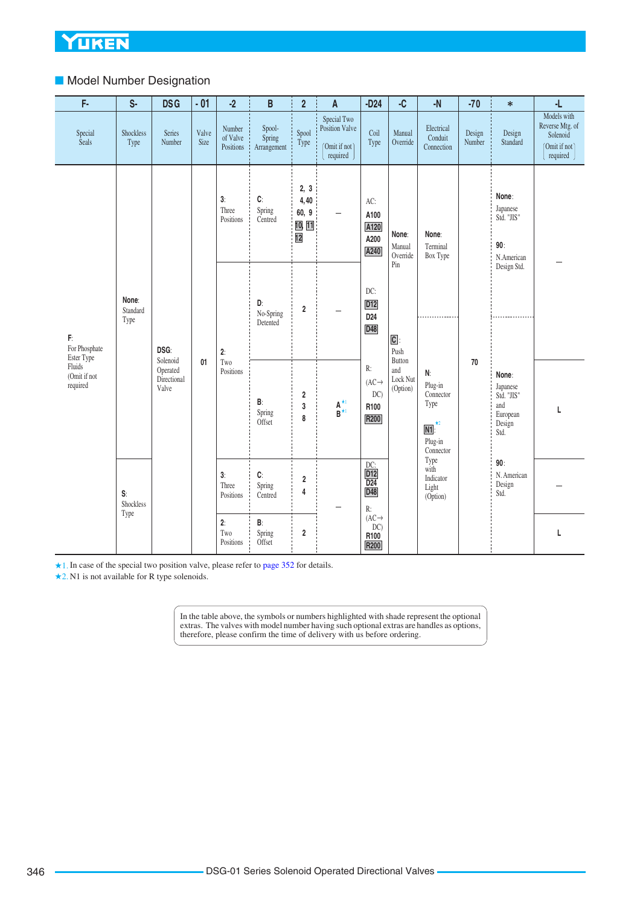## Model Number Designation

| F- | S- | DSG | - 01 | -2 | B | 2 | A | -D24 | -C | -N | -70 | * | -L |
|---|---|---|---|---|---|---|---|---|---|---|---|---|---|
| Special Seals | Shockless Type | Series Number | Valve Size | Number of Valve Positions | Spool-Spring Arrangement | Spool Type | Special Two Position Valve (Omit if not required) | Coil Type | Manual Override | Electrical Conduit Connection | Design Number | Design Standard | Models with Reverse Mtg. of Solenoid (Omit if not required) |
| F: For Phosphate Ester Type Fluids (Omit if not required | None: Standard Type | DSG: Solenoid Operated Directional Valve | 01 | 3: Three Positions | C: Spring Centred | 2, 3, 4, 40, 60, 9, 10, 11, 12 | – | AC: A100, A120, A200, A240 / DC: D12, D24, D48 / R: (AC→DC) R100, R200 | None: Manual Override Pin / C: Push Button and Lock Nut (Option) | None: Terminal Box Type / N: Plug-in Connector Type / N1 ★2: Plug-in Connector Type with Indicator Light (Option) | 70 | None: Japanese Std. "JIS" / 90: N.American Design Std. | – |
| | | | | 2: Two Positions | D: No-Spring Detented | 2 | – | | | | | | |
| | | | | | B: Spring Offset | 2, 3, 8 | A ★1, B ★1 | | | | | None: Japanese Std. "JIS" and European Design Std. / 90: N. American Design Std. | L |
| | S: Shockless Type | | | 3: Three Positions | C: Spring Centred | 2, 4 | – | DC: D12, D24, D48 / R: (AC→DC) R100, R200 | | | | | – |
| | | | | 2: Two Positions | B: Spring Offset | 2 | | | | | | | L |

★1. In case of the special two position valve, please refer to page 352 for details.
★2. N1 is not available for R type solenoids.

In the table above, the symbols or numbers highlighted with shade represent the optional extras. The valves with model number having such optional extras are handles as options, therefore, please confirm the time of delivery with us before ordering.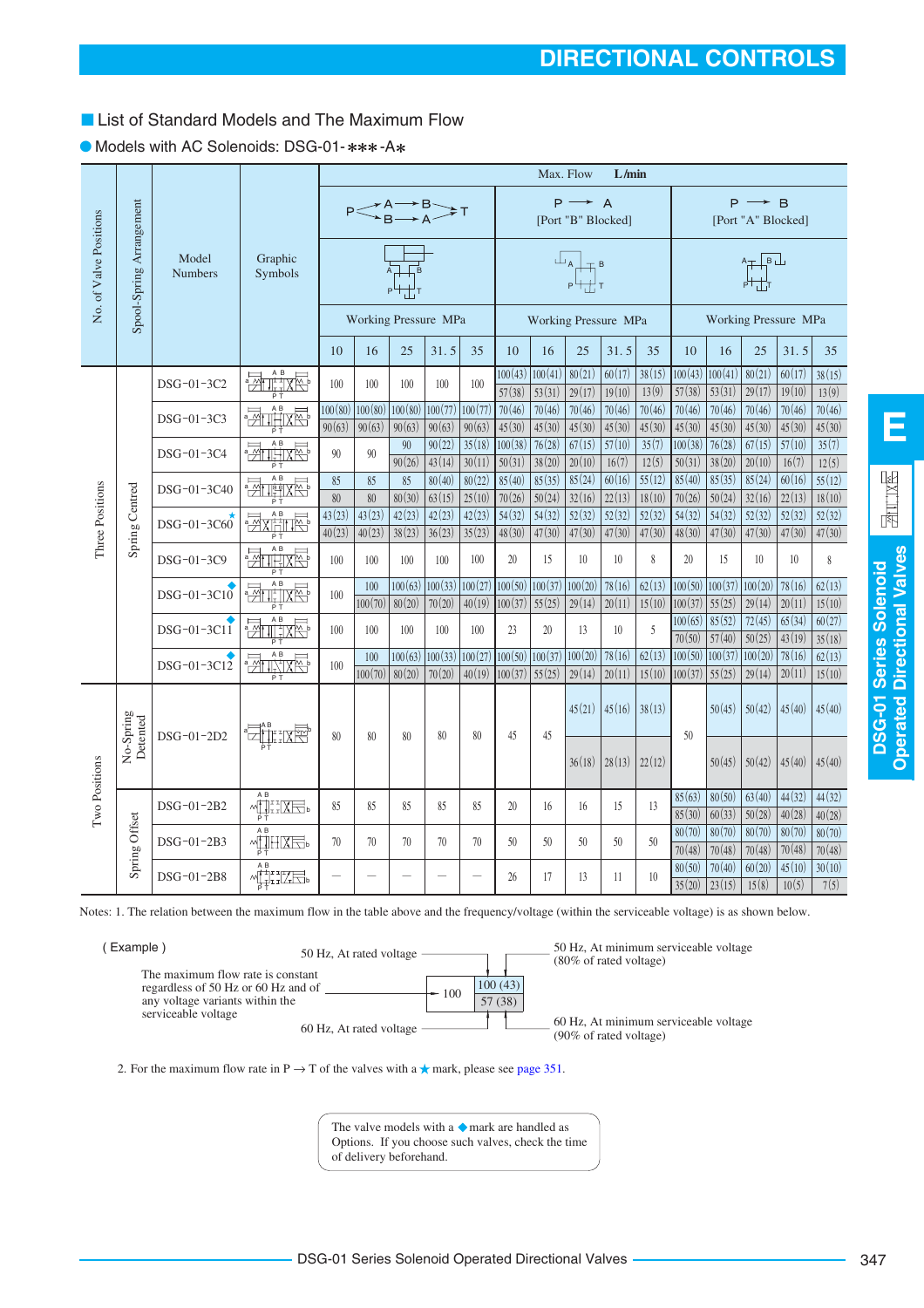# DIRECTIONAL CONTROLS

## List of Standard Models and The Maximum Flow

### Models with AC Solenoids: DSG-01-✻✻✻-A✻

Max. Flow L/min

| No. of Valve Positions | Spool-Spring Arrangement | Model Numbers | P→A, B→T / P→B, A→T: 10 | 16 | 25 | 31.5 | 35 | P→A [Port "B" Blocked]: 10 | 16 | 25 | 31.5 | 35 | P→B [Port "A" Blocked]: 10 | 16 | 25 | 31.5 | 35 |
|---|---|---|---|---|---|---|---|---|---|---|---|---|---|---|---|---|---|
| Three Positions | Spring Centred | DSG-01-3C2 | 100 | 100 | 100 | 100 | 100 | 100(43) / 57(38) | 100(41) / 53(31) | 80(21) / 29(17) | 60(17) / 19(10) | 38(15) / 13(9) | 100(43) / 57(38) | 100(41) / 53(31) | 80(21) / 29(17) | 60(17) / 19(10) | 38(15) / 13(9) |
| | | DSG-01-3C3 | 100(80) / 90(63) | 100(80) / 90(63) | 100(80) / 90(63) | 100(77) / 90(63) | 100(77) / 90(63) | 70(46) / 45(30) | 70(46) / 45(30) | 70(46) / 45(30) | 70(46) / 45(30) | 70(46) / 45(30) | 70(46) / 45(30) | 70(46) / 45(30) | 70(46) / 45(30) | 70(46) / 45(30) | 70(46) / 45(30) |
| | | DSG-01-3C4 | 90 | 90 | 90 / 90(26) | 90(22) / 43(14) | 35(18) / 30(11) | 100(38) / 50(31) | 76(28) / 38(20) | 67(15) / 20(10) | 57(10) / 16(7) | 35(7) / 12(5) | 100(38) / 50(31) | 76(28) / 38(20) | 67(15) / 20(10) | 57(10) / 16(7) | 35(7) / 12(5) |
| | | DSG-01-3C40 | 85 / 80 | 85 / 80 | 85 / 80(30) | 80(40) / 63(15) | 80(22) / 25(10) | 85(40) / 70(26) | 85(35) / 50(24) | 85(24) / 32(16) | 60(16) / 22(13) | 55(12) / 18(10) | 85(40) / 70(26) | 85(35) / 50(24) | 85(24) / 32(16) | 60(16) / 22(13) | 55(12) / 18(10) |
| | | DSG-01-3C60 ★ | 43(23) / 40(23) | 43(23) / 40(23) | 42(23) / 38(23) | 42(23) / 36(23) | 42(23) / 35(23) | 54(32) / 48(30) | 54(32) / 47(30) | 52(32) / 47(30) | 52(32) / 47(30) | 52(32) / 47(30) | 54(32) / 48(30) | 54(32) / 47(30) | 52(32) / 47(30) | 52(32) / 47(30) | 52(32) / 47(30) |
| | | DSG-01-3C9 | 100 | 100 | 100 | 100 | 100 | 20 | 15 | 10 | 10 | 8 | 20 | 15 | 10 | 10 | 8 |
| | | DSG-01-3C10 ◆ | 100 | 100 / 100(70) | 100(63) / 80(20) | 100(33) / 70(20) | 100(27) / 40(19) | 100(50) / 100(37) | 100(37) / 55(25) | 100(20) / 29(14) | 78(16) / 20(11) | 62(13) / 15(10) | 100(50) / 100(37) | 100(37) / 55(25) | 100(20) / 29(14) | 78(16) / 20(11) | 62(13) / 15(10) |
| | | DSG-01-3C11 ◆ | 100 | 100 | 100 | 100 | 100 | 23 | 20 | 13 | 10 | 5 | 100(65) / 70(50) | 85(52) / 57(40) | 72(45) / 50(25) | 65(34) / 43(19) | 60(27) / 35(18) |
| | | DSG-01-3C12 ◆ | 100 | 100 / 100(70) | 100(63) / 80(20) | 100(33) / 70(20) | 100(27) / 40(19) | 100(50) / 100(37) | 100(37) / 55(25) | 100(20) / 29(14) | 78(16) / 20(11) | 62(13) / 15(10) | 100(50) / 100(37) | 100(37) / 55(25) | 100(20) / 29(14) | 78(16) / 20(11) | 62(13) / 15(10) |
| Two Positions | No-Spring Detented | DSG-01-2D2 | 80 | 80 | 80 | 80 | 80 | 45 | 45 | 45(21) / 36(18) | 45(16) / 28(13) | 38(13) / 22(12) | 50 | 50(45) / 50(45) | 50(42) / 50(42) | 45(40) / 45(40) | 45(40) / 45(40) |
| | Spring Offset | DSG-01-2B2 | 85 | 85 | 85 | 85 | 85 | 20 | 16 | 16 | 15 | 13 | 85(63) / 85(30) | 80(50) / 60(33) | 63(40) / 50(28) | 44(32) / 40(28) | 44(32) / 40(28) |
| | | DSG-01-2B3 | 70 | 70 | 70 | 70 | 70 | 50 | 50 | 50 | 50 | 50 | 80(70) / 70(48) | 80(70) / 70(48) | 80(70) / 70(48) | 80(70) / 70(48) | 80(70) / 70(48) |
| | | DSG-01-2B8 | — | — | — | — | — | 26 | 17 | 13 | 11 | 10 | 80(50) / 35(20) | 70(40) / 23(15) | 60(20) / 15(8) | 45(10) / 10(5) | 30(10) / 7(5) |

Working pressure columns are in MPa (10, 16, 25, 31.5, 35).

Notes: 1. The relation between the maximum flow in the table above and the frequency/voltage (within the serviceable voltage) is as shown below.

(Example)

The maximum flow rate is constant regardless of 50 Hz or 60 Hz and of any voltage variants within the serviceable voltage → 100

- 100 (43): upper value = 50 Hz, At rated voltage; value in parentheses = 50 Hz, At minimum serviceable voltage (80% of rated voltage)
- 57 (38): lower value = 60 Hz, At rated voltage; value in parentheses = 60 Hz, At minimum serviceable voltage (90% of rated voltage)

2. For the maximum flow rate in P → T of the valves with a ★ mark, please see page 351.

The valve models with a ◆ mark are handled as Options. If you choose such valves, check the time of delivery beforehand.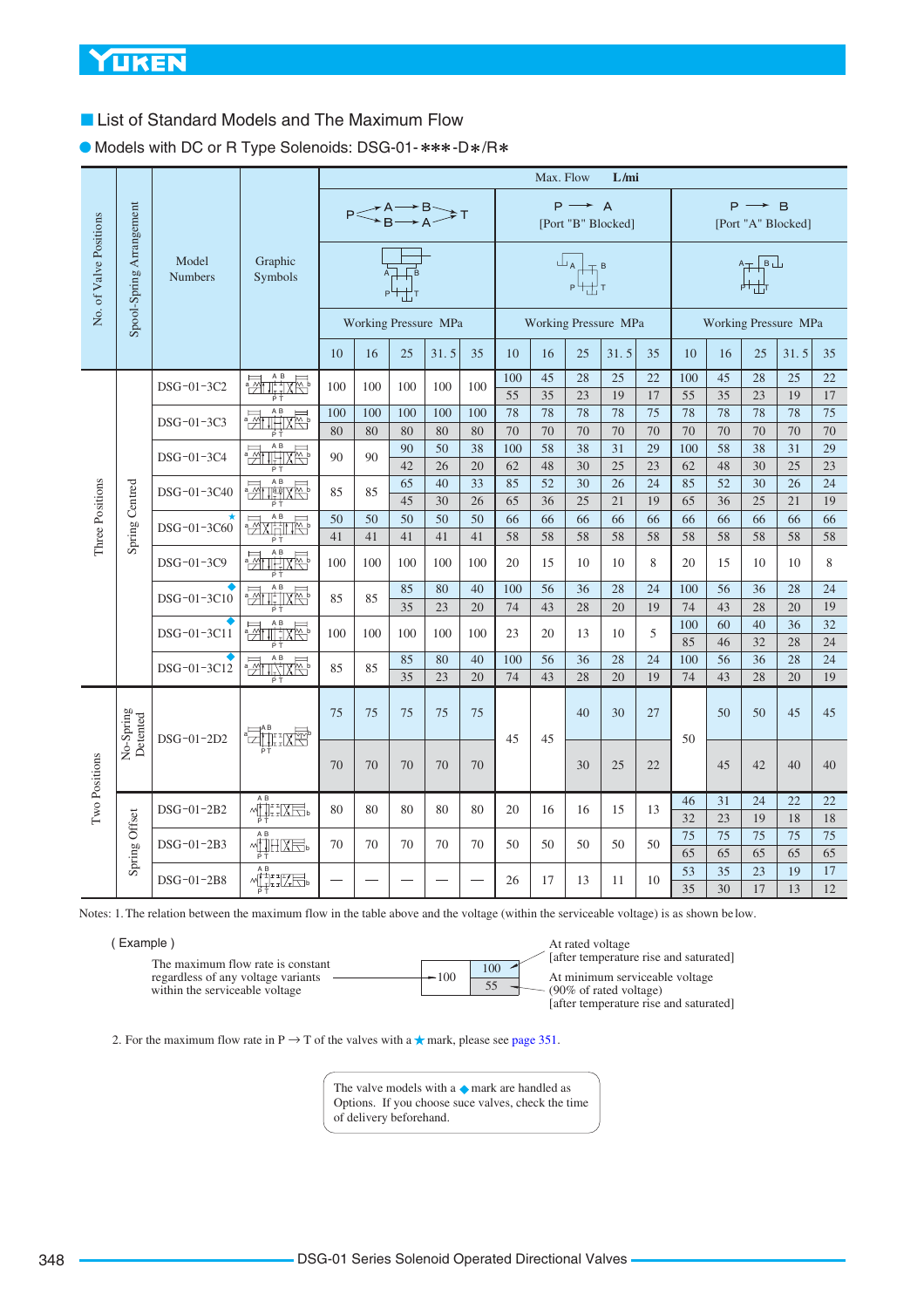## ■ List of Standard Models and The Maximum Flow

### ● Models with DC or R Type Solenoids: DSG-01-∗∗∗-D∗/R∗

| No. of Valve Positions | Spool-Spring Arrangement | Model Numbers | Graphic Symbols | Max. Flow L/min | | | | | | | | | | | | | | |
|---|---|---|---|---|---|---|---|---|---|---|---|---|---|---|---|---|---|---|
| | | | | P→A→B→T / P→B→A→T | | | | | P → A [Port "B" Blocked] | | | | | P → B [Port "A" Blocked] | | | | |
| | | | | Working Pressure MPa | | | | | Working Pressure MPa | | | | | Working Pressure MPa | | | | |
| | | | | 10 | 16 | 25 | 31.5 | 35 | 10 | 16 | 25 | 31.5 | 35 | 10 | 16 | 25 | 31.5 | 35 |
| Three Positions | Spring Centred | DSG-01-3C2 | | 100 | 100 | 100 | 100 | 100 | 100/55 | 45/35 | 28/23 | 25/19 | 22/17 | 100/55 | 45/35 | 28/23 | 25/19 | 22/17 |
| | | DSG-01-3C3 | | 100/80 | 100/80 | 100/80 | 100/80 | 100/80 | 78/70 | 78/70 | 78/70 | 78/70 | 75/70 | 78/70 | 78/70 | 78/70 | 78/70 | 75/70 |
| | | DSG-01-3C4 | | 90 | 90 | 90/42 | 50/26 | 38/20 | 100/62 | 58/48 | 38/30 | 31/25 | 29/23 | 100/62 | 58/48 | 38/30 | 31/25 | 29/23 |
| | | DSG-01-3C40 | | 85 | 85 | 65/45 | 40/30 | 33/26 | 85/65 | 52/36 | 30/25 | 26/21 | 24/19 | 85/65 | 52/36 | 30/25 | 26/21 | 24/19 |
| | | DSG-01-3C60 ★ | | 50/41 | 50/41 | 50/41 | 50/41 | 50/41 | 66/58 | 66/58 | 66/58 | 66/58 | 66/58 | 66/58 | 66/58 | 66/58 | 66/58 | 66/58 |
| | | DSG-01-3C9 | | 100 | 100 | 100 | 100 | 100 | 20 | 15 | 10 | 10 | 8 | 20 | 15 | 10 | 10 | 8 |
| | | DSG-01-3C10 ◆ | | 85 | 85 | 85/35 | 80/23 | 40/20 | 100/74 | 56/43 | 36/28 | 28/20 | 24/19 | 100/74 | 56/43 | 36/28 | 28/20 | 24/19 |
| | | DSG-01-3C11 ◆ | | 100 | 100 | 100 | 100 | 100 | 23 | 20 | 13 | 10 | 5 | 100/85 | 60/46 | 40/32 | 36/28 | 32/24 |
| | | DSG-01-3C12 ◆ | | 85 | 85 | 85/35 | 80/23 | 40/20 | 100/74 | 56/43 | 36/28 | 28/20 | 24/19 | 100/74 | 56/43 | 36/28 | 28/20 | 24/19 |
| Two Positions | No-Spring Detented | DSG-01-2D2 | | 75/70 | 75/70 | 75/70 | 75/70 | 75/70 | 45 | 45 | 40/30 | 30/25 | 27/22 | 50 | 50/45 | 50/42 | 45/40 | 45/40 |
| | Spring Offset | DSG-01-2B2 | | 80 | 80 | 80 | 80 | 80 | 20 | 16 | 16 | 15 | 13 | 46/32 | 31/23 | 24/19 | 22/18 | 22/18 |
| | | DSG-01-2B3 | | 70 | 70 | 70 | 70 | 70 | 50 | 50 | 50 | 50 | 50 | 75/65 | 75/65 | 75/65 | 75/65 | 75/65 |
| | | DSG-01-2B8 | | — | — | — | — | — | 26 | 17 | 13 | 11 | 10 | 53/35 | 35/30 | 23/17 | 19/13 | 17/12 |

Notes: 1. The relation between the maximum flow in the table above and the voltage (within the serviceable voltage) is as shown below.

( Example )

The maximum flow rate is constant regardless of any voltage variants within the serviceable voltage → 100

100 — At rated voltage [after temperature rise and saturated]

55 — At minimum serviceable voltage (90% of rated voltage) [after temperature rise and saturated]

2. For the maximum flow rate in P → T of the valves with a ★ mark, please see page 351.

The valve models with a ◆ mark are handled as Options. If you choose suce valves, check the time of delivery beforehand.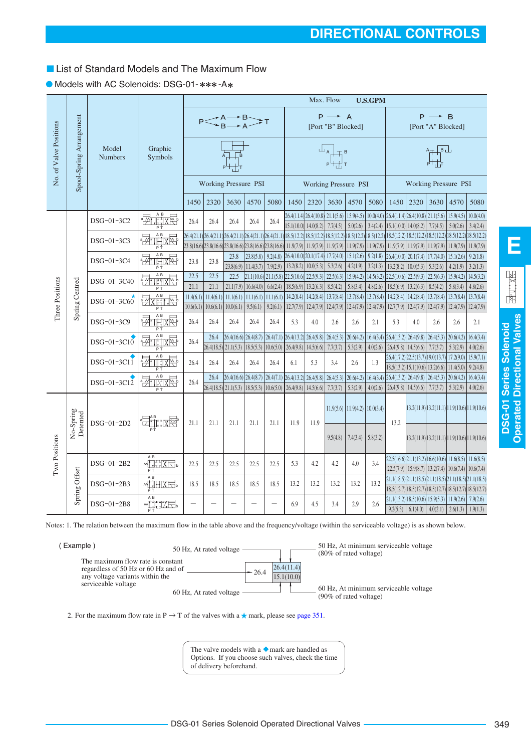## List of Standard Models and The Maximum Flow

### Models with AC Solenoids: DSG-01-∗∗∗-A∗

Max. Flow U.S.GPM (where two values are given in a cell: upper value / lower value)

| No. of Valve Positions | Spool-Spring Arrangement | Model Numbers | Graphic Symbols | P→A→B, B→A→T | | | | | P→A [Port "B" Blocked] | | | | | P→B [Port "A" Blocked] | | | | |
|---|---|---|---|---|---|---|---|---|---|---|---|---|---|---|---|---|---|---|
| | | | | Working Pressure PSI | | | | | Working Pressure PSI | | | | | Working Pressure PSI | | | | |
| | | | | 1450 | 2320 | 3630 | 4570 | 5080 | 1450 | 2320 | 3630 | 4570 | 5080 | 1450 | 2320 | 3630 | 4570 | 5080 |
| Three Positions | Spring Centred | DSG-01-3C2 | | 26.4 | 26.4 | 26.4 | 26.4 | 26.4 | 26.4(11.4) / 15.1(10.0) | 26.4(10.8) / 14.0(8.2) | 21.1(5.6) / 7.7(4.5) | 15.9(4.5) / 5.0(2.6) | 10.0(4.0) / 3.4(2.4) | 26.4(11.4) / 15.1(10.0) | 26.4(10.8) / 14.0(8.2) | 21.1(5.6) / 7.7(4.5) | 15.9(4.5) / 5.0(2.6) | 10.0(4.0) / 3.4(2.4) |
| | | DSG-01-3C3 | | 26.4(21.1) / 23.8(16.6) | 26.4(21.1) / 23.8(16.6) | 26.4(21.1) / 23.8(16.6) | 26.4(21.1) / 23.8(16.6) | 26.4(21.1) / 23.8(16.6) | 18.5(12.2) / 11.9(7.9) | 18.5(12.2) / 11.9(7.9) | 18.5(12.2) / 11.9(7.9) | 18.5(12.2) / 11.9(7.9) | 18.5(12.2) / 11.9(7.9) | 18.5(12.2) / 11.9(7.9) | 18.5(12.2) / 11.9(7.9) | 18.5(12.2) / 11.9(7.9) | 18.5(12.2) / 11.9(7.9) | 18.5(12.2) / 11.9(7.9) |
| | | DSG-01-3C4 | | 23.8 | 23.8 | 23.8 / 23.8(6.9) | 23.8(5.8) / 11.4(3.7) | 9.2(4.8) / 7.9(2.9) | 26.4(10.0) / 13.2(8.2) | 20.1(17.4) / 10.0(5.3) | 17.7(4.0) / 5.3(2.6) | 15.1(2.6) / 4.2(1.9) | 9.2(1.8) / 3.2(1.3) | 26.4(10.0) / 13.2(8.2) | 20.1(7.4) / 10.0(5.3) | 17.7(4.0) / 5.3(2.6) | 15.1(2.6) / 4.2(1.9) | 9.2(1.8) / 3.2(1.3) |
| | | DSG-01-3C40 | | 22.5 / 21.1 | 22.5 / 21.1 | 22.5 / 21.1(7.9) | 21.1(10.6) / 16.6(4.0) | 21.1(5.8) / 6.6(2.4) | 22.5(10.6) / 18.5(6.9) | 22.5(9.3) / 13.2(6.3) | 22.5(6.3) / 8.5(4.2) | 15.9(4.2) / 5.8(3.4) | 14.5(3.2) / 4.8(2.6) | 22.5(10.6) / 18.5(6.9) | 22.5(9.3) / 13.2(6.3) | 22.5(6.3) / 8.5(4.2) | 15.9(4.2) / 5.8(3.4) | 14.5(3.2) / 4.8(2.6) |
| | | DSG-01-3C60 ★ | | 11.4(6.1) / 10.6(6.1) | 11.4(6.1) / 10.6(6.1) | 11.1(6.1) / 10.0(6.1) | 11.1(6.1) / 9.5(6.1) | 11.1(6.1) / 9.2(6.1) | 14.2(8.4) / 12.7(7.9) | 14.2(8.4) / 12.4(7.9) | 13.7(8.4) / 12.4(7.9) | 13.7(8.4) / 12.4(7.9) | 13.7(8.4) / 12.4(7.9) | 14.2(8.4) / 12.7(7.9) | 14.2(8.4) / 12.4(7.9) | 13.7(8.4) / 12.4(7.9) | 13.7(8.4) / 12.4(7.9) | 13.7(8.4) / 12.4(7.9) |
| | | DSG-01-3C9 | | 26.4 | 26.4 | 26.4 | 26.4 | 26.4 | 5.3 | 4.0 | 2.6 | 2.6 | 2.1 | 5.3 | 4.0 | 2.6 | 2.6 | 2.1 |
| | | DSG-01-3C10 ◆ | | 26.4 | 26.4 / 26.4(18.5) | 26.4(16.6) / 21.1(5.3) | 26.4(8.7) / 18.5(5.3) | 26.4(7.1) / 10.6(5.0) | 26.4(13.2) / 26.4(9.8) | 26.4(9.8) / 14.5(6.6) | 26.4(5.3) / 7.7(3.7) | 20.6(4.2) / 5.3(2.9) | 16.4(3.4) / 4.0(2.6) | 26.4(13.2) / 26.4(9.8) | 26.4(9.8) / 14.5(6.6) | 26.4(5.3) / 7.7(3.7) | 20.6(4.2) / 5.3(2.9) | 16.4(3.4) / 4.0(2.6) |
| | | DSG-01-3C11 ◆ | | 26.4 | 26.4 | 26.4 | 26.4 | 26.4 | 6.1 | 5.3 | 3.4 | 2.6 | 1.3 | 26.4(17.2) / 18.5(13.2) | 22.5(13.7) / 15.1(10.6) | 19.0(13.7) / 13.2(6.6) | 17.2(9.0) / 11.4(5.0) | 15.9(7.1) / 9.2(4.8) |
| | | DSG-01-3C12 ◆ | | 26.4 | 26.4 / 26.4(18.5) | 26.4(16.6) / 21.1(5.3) | 26.4(8.7) / 18.5(5.3) | 26.4(7.1) / 10.6(5.0) | 26.4(13.2) / 26.4(9.8) | 26.4(9.8) / 14.5(6.6) | 26.4(5.3) / 7.7(3.7) | 20.6(4.2) / 5.3(2.9) | 16.4(3.4) / 4.0(2.6) | 26.4(13.2) / 26.4(9.8) | 26.4(9.8) / 14.5(6.6) | 26.4(5.3) / 7.7(3.7) | 20.6(4.2) / 5.3(2.9) | 16.4(3.4) / 4.0(2.6) |
| Two Positions | No-Spring Detented | DSG-01-2D2 | | 21.1 | 21.1 | 21.1 | 21.1 | 21.1 | 11.9 | 11.9 | 11.9(5.6) / 9.5(4.8) | 11.9(4.2) / 7.4(3.4) | 10.0(3.4) / 5.8(3.2) | 13.2 | 13.2(11.9) / 13.2(11.9) | 13.2(11.1) / 13.2(11.1) | 11.9(10.6) / 11.9(10.6) | 11.9(10.6) / 11.9(10.6) |
| | Spring Offset | DSG-01-2B2 | | 22.5 | 22.5 | 22.5 | 22.5 | 22.5 | 5.3 | 4.2 | 4.2 | 4.0 | 3.4 | 22.5(16.6) / 22.5(7.9) | 21.1(13.2) / 15.9(8.7) | 16.6(10.6) / 13.2(7.4) | 11.6(8.5) / 10.6(7.4) | 11.6(8.5) / 10.6(7.4) |
| | | DSG-01-2B3 | | 18.5 | 18.5 | 18.5 | 18.5 | 18.5 | 13.2 | 13.2 | 13.2 | 13.2 | 13.2 | 21.1(18.5) / 18.5(12.7) | 21.1(18.5) / 18.5(12.7) | 21.1(18.5) / 18.5(12.7) | 21.1(18.5) / 18.5(12.7) | 21.1(18.5) / 18.5(12.7) |
| | | DSG-01-2B8 | | — | — | — | — | — | 6.9 | 4.5 | 3.4 | 2.9 | 2.6 | 21.1(13.2) / 9.2(5.3) | 18.5(10.6) / 6.1(4.0) | 15.9(5.3) / 4.0(2.1) | 11.9(2.6) / 2.6(1.3) | 7.9(2.6) / 1.9(1.3) |

Notes: 1. The relation between the maximum flow in the table above and the frequency/voltage (within the serviceable voltage) is as shown below.

(Example)

The maximum flow rate is constant regardless of 50 Hz or 60 Hz and of any voltage variants within the serviceable voltage → 26.4 (50 Hz, At rated voltage / 60 Hz, At rated voltage)

26.4(11.4) — 50 Hz, At minimum serviceable voltage (80% of rated voltage)

15.1(10.0) — 60 Hz, At minimum serviceable voltage (90% of rated voltage)

2. For the maximum flow rate in P → T of the valves with a ★ mark, please see page 351.

The valve models with a ◆ mark are handled as Options. If you choose such valves, check the time of delivery beforehand.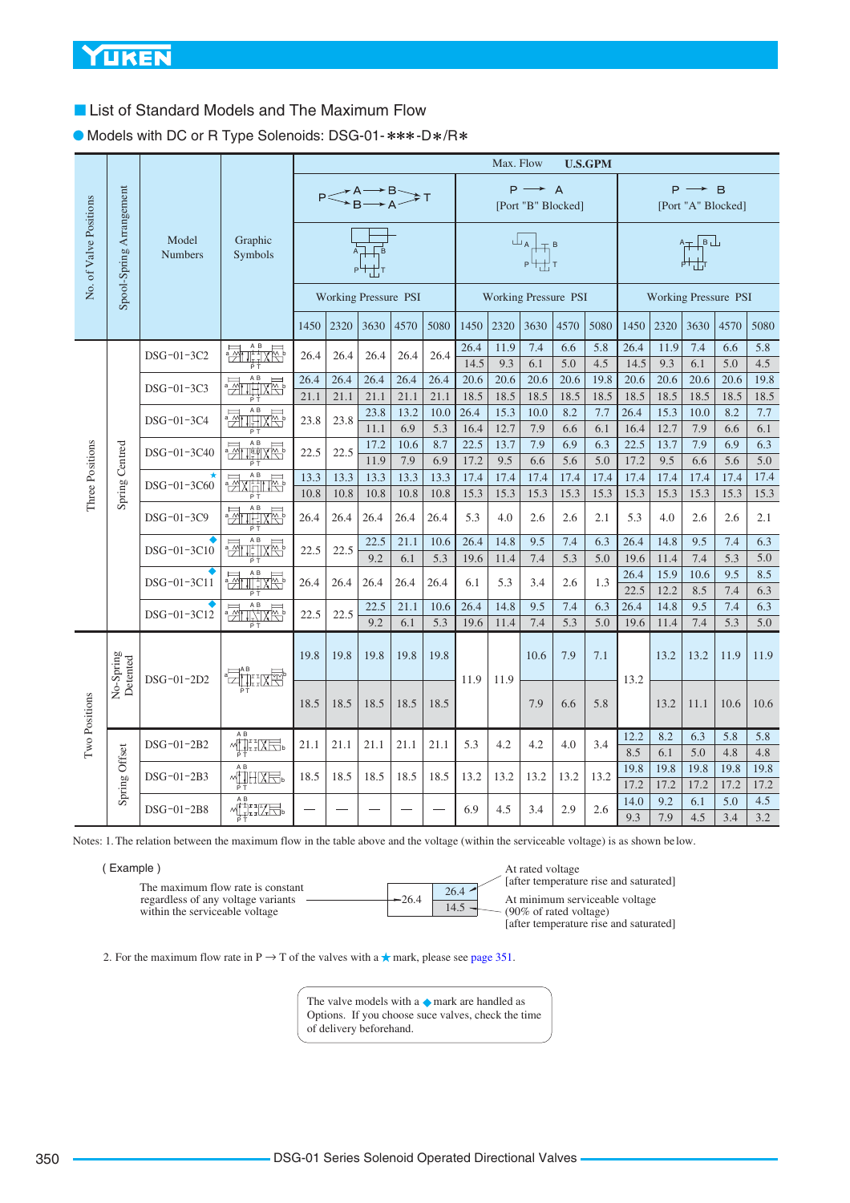## List of Standard Models and The Maximum Flow

### Models with DC or R Type Solenoids: DSG-01-∗∗∗-D∗/R∗

Max. Flow U.S.GPM

| No. of Valve Positions | Spool-Spring Arrangement | Model Numbers | Graphic Symbols | P→A→B→T / P→B→A→T | | | | | P → A [Port "B" Blocked] | | | | | P → B [Port "A" Blocked] | | | | |
|---|---|---|---|---|---|---|---|---|---|---|---|---|---|---|---|---|---|---|
| | | | | Working Pressure PSI | | | | | Working Pressure PSI | | | | | Working Pressure PSI | | | | |
| | | | | 1450 | 2320 | 3630 | 4570 | 5080 | 1450 | 2320 | 3630 | 4570 | 5080 | 1450 | 2320 | 3630 | 4570 | 5080 |
| Three Positions | Spring Centred | DSG-01-3C2 | | 26.4 | 26.4 | 26.4 | 26.4 | 26.4 | 26.4 / 14.5 | 11.9 / 9.3 | 7.4 / 6.1 | 6.6 / 5.0 | 5.8 / 4.5 | 26.4 / 14.5 | 11.9 / 9.3 | 7.4 / 6.1 | 6.6 / 5.0 | 5.8 / 4.5 |
| | | DSG-01-3C3 | | 26.4 / 21.1 | 26.4 / 21.1 | 26.4 / 21.1 | 26.4 / 21.1 | 26.4 / 21.1 | 20.6 / 18.5 | 20.6 / 18.5 | 20.6 / 18.5 | 20.6 / 18.5 | 19.8 / 18.5 | 20.6 / 18.5 | 20.6 / 18.5 | 20.6 / 18.5 | 20.6 / 18.5 | 19.8 / 18.5 |
| | | DSG-01-3C4 | | 23.8 | 23.8 | 23.8 / 11.1 | 13.2 / 6.9 | 10.0 / 5.3 | 26.4 / 16.4 | 15.3 / 12.7 | 10.0 / 7.9 | 8.2 / 6.6 | 7.7 / 6.1 | 26.4 / 16.4 | 15.3 / 12.7 | 10.0 / 7.9 | 8.2 / 6.6 | 7.7 / 6.1 |
| | | DSG-01-3C40 | | 22.5 | 22.5 | 17.2 / 11.9 | 10.6 / 7.9 | 8.7 / 6.9 | 22.5 / 17.2 | 13.7 / 9.5 | 7.9 / 6.6 | 6.9 / 5.6 | 6.3 / 5.0 | 22.5 / 17.2 | 13.7 / 9.5 | 7.9 / 6.6 | 6.9 / 5.6 | 6.3 / 5.0 |
| | | DSG-01-3C60 ★ | | 13.3 / 10.8 | 13.3 / 10.8 | 13.3 / 10.8 | 13.3 / 10.8 | 13.3 / 10.8 | 17.4 / 15.3 | 17.4 / 15.3 | 17.4 / 15.3 | 17.4 / 15.3 | 17.4 / 15.3 | 17.4 / 15.3 | 17.4 / 15.3 | 17.4 / 15.3 | 17.4 / 15.3 | 17.4 / 15.3 |
| | | DSG-01-3C9 | | 26.4 | 26.4 | 26.4 | 26.4 | 26.4 | 5.3 | 4.0 | 2.6 | 2.6 | 2.1 | 5.3 | 4.0 | 2.6 | 2.6 | 2.1 |
| | | DSG-01-3C10 ◆ | | 22.5 | 22.5 | 22.5 / 9.2 | 21.1 / 6.1 | 10.6 / 5.3 | 26.4 / 19.6 | 14.8 / 11.4 | 9.5 / 7.4 | 7.4 / 5.3 | 6.3 / 5.0 | 26.4 / 19.6 | 14.8 / 11.4 | 9.5 / 7.4 | 7.4 / 5.3 | 6.3 / 5.0 |
| | | DSG-01-3C11 ◆ | | 26.4 | 26.4 | 26.4 | 26.4 | 26.4 | 6.1 | 5.3 | 3.4 | 2.6 | 1.3 | 26.4 / 22.5 | 15.9 / 12.2 | 10.6 / 8.5 | 9.5 / 7.4 | 8.5 / 6.3 |
| | | DSG-01-3C12 ◆ | | 22.5 | 22.5 | 22.5 / 9.2 | 21.1 / 6.1 | 10.6 / 5.3 | 26.4 / 19.6 | 14.8 / 11.4 | 9.5 / 7.4 | 7.4 / 5.3 | 6.3 / 5.0 | 26.4 / 19.6 | 14.8 / 11.4 | 9.5 / 7.4 | 7.4 / 5.3 | 6.3 / 5.0 |
| Two Positions | No-Spring Detented | DSG-01-2D2 | | 19.8 / 18.5 | 19.8 / 18.5 | 19.8 / 18.5 | 19.8 / 18.5 | 19.8 / 18.5 | 11.9 | 11.9 | 10.6 / 7.9 | 7.9 / 6.6 | 7.1 / 5.8 | 13.2 | 13.2 / 13.2 | 13.2 / 11.1 | 11.9 / 10.6 | 11.9 / 10.6 |
| | Spring Offset | DSG-01-2B2 | | 21.1 | 21.1 | 21.1 | 21.1 | 21.1 | 5.3 | 4.2 | 4.2 | 4.0 | 3.4 | 12.2 / 8.5 | 8.2 / 6.1 | 6.3 / 5.0 | 5.8 / 4.8 | 5.8 / 4.8 |
| | | DSG-01-2B3 | | 18.5 | 18.5 | 18.5 | 18.5 | 18.5 | 13.2 | 13.2 | 13.2 | 13.2 | 13.2 | 19.8 / 17.2 | 19.8 / 17.2 | 19.8 / 17.2 | 19.8 / 17.2 | 19.8 / 17.2 |
| | | DSG-01-2B8 | | — | — | — | — | — | 6.9 | 4.5 | 3.4 | 2.9 | 2.6 | 14.0 / 9.3 | 9.2 / 7.9 | 6.1 / 4.5 | 5.0 / 3.4 | 4.5 / 3.2 |

Notes: 1. The relation between the maximum flow in the table above and the voltage (within the serviceable voltage) is as shown below.

( Example )

The maximum flow rate is constant regardless of any voltage variants within the serviceable voltage → 26.4

26.4 — At rated voltage [after temperature rise and saturated]

14.5 — At minimum serviceable voltage (90% of rated voltage) [after temperature rise and saturated]

2. For the maximum flow rate in P → T of the valves with a ★ mark, please see page 351.

The valve models with a ◆ mark are handled as Options. If you choose suce valves, check the time of delivery beforehand.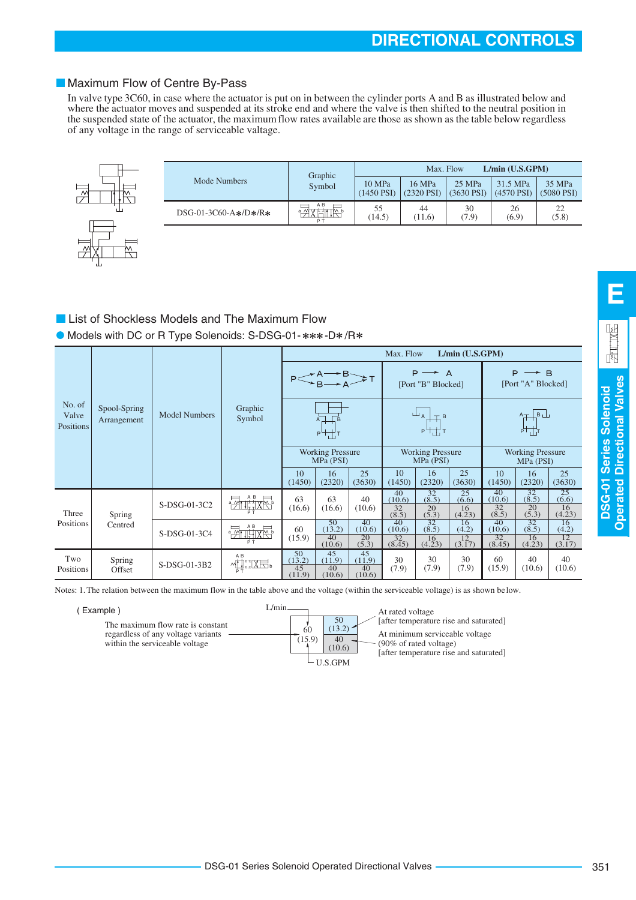## Maximum Flow of Centre By-Pass

In valve type 3C60, in case where the actuator is put on in between the cylinder ports A and B as illustrated below and where the actuator moves and suspended at its stroke end and where the valve is then shifted to the neutral position in the suspended state of the actuator, the maximum flow rates available are those as shown as the table below regardless of any voltage in the range of serviceable valtage.

| Mode Numbers | Graphic Symbol | Max. Flow L/min (U.S.GPM) | | | | |
|---|---|---|---|---|---|---|
| | | 10 MPa (1450 PSI) | 16 MPa (2320 PSI) | 25 MPa (3630 PSI) | 31.5 MPa (4570 PSI) | 35 MPa (5080 PSI) |
| DSG-01-3C60-A∗/D∗/R∗ | | 55 (14.5) | 44 (11.6) | 30 (7.9) | 26 (6.9) | 22 (5.8) |

## List of Shockless Models and The Maximum Flow

### Models with DC or R Type Solenoids: S-DSG-01-∗∗∗-D∗/R∗

| No. of Valve Positions | Spool-Spring Arrangement | Model Numbers | Graphic Symbol | Max. Flow L/min (U.S.GPM) | | | | | | | | |
|---|---|---|---|---|---|---|---|---|---|---|---|---|
| | | | | P→A→B→T, P→B→A→T | | | P→A [Port "B" Blocked] | | | P→B [Port "A" Blocked] | | |
| | | | | Working Pressure MPa (PSI) | | | Working Pressure MPa (PSI) | | | Working Pressure MPa (PSI) | | |
| | | | | 10 (1450) | 16 (2320) | 25 (3630) | 10 (1450) | 16 (2320) | 25 (3630) | 10 (1450) | 16 (2320) | 25 (3630) |
| Three Positions | Spring Centred | S-DSG-01-3C2 | | 63 (16.6) | 63 (16.6) | 40 (10.6) | 40 (10.6) / 32 (8.5) | 32 (8.5) / 20 (5.3) | 25 (6.6) / 16 (4.23) | 40 (10.6) / 32 (8.5) | 32 (8.5) / 20 (5.3) | 25 (6.6) / 16 (4.23) |
| | | S-DSG-01-3C4 | | 60 (15.9) | 50 (13.2) / 40 (10.6) | 40 (10.6) / 20 (5.3) | 40 (10.6) / 32 (8.45) | 32 (8.5) / 16 (4.23) | 16 (4.2) / 12 (3.17) | 40 (10.6) / 32 (8.45) | 32 (8.5) / 16 (4.23) | 16 (4.2) / 12 (3.17) |
| Two Positions | Spring Offset | S-DSG-01-3B2 | | 50 (13.2) / 45 (11.9) | 45 (11.9) / 40 (10.6) | 45 (11.9) / 40 (10.6) | 30 (7.9) | 30 (7.9) | 30 (7.9) | 60 (15.9) | 40 (10.6) | 40 (10.6) |

Notes: 1. The relation between the maximum flow in the table above and the voltage (within the serviceable voltage) is as shown below.

( Example )

The maximum flow rate is constant regardless of any voltage variants within the serviceable voltage → 60 (15.9) [L/min (U.S.GPM)]

- 50 (13.2): At rated voltage [after temperature rise and saturated]
- 40 (10.6): At minimum serviceable voltage (90% of rated voltage) [after temperature rise and saturated]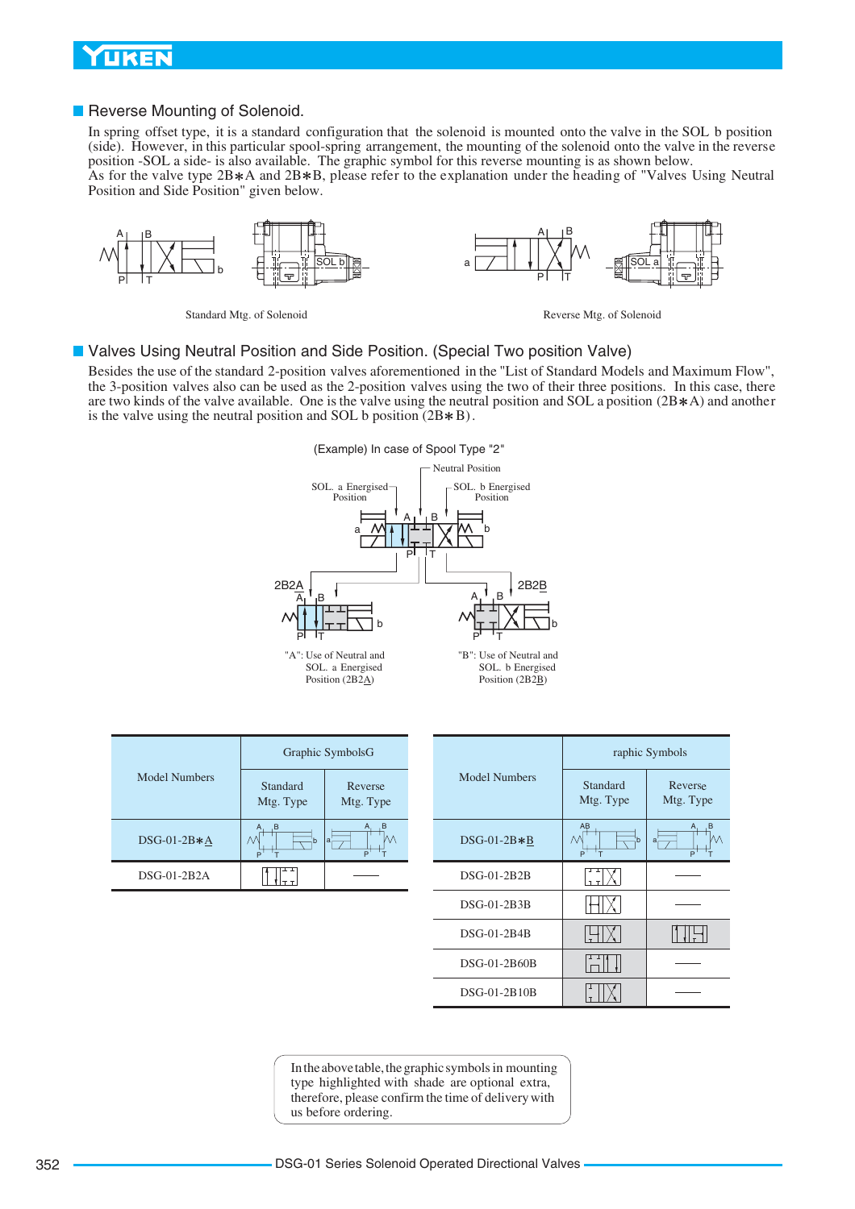## Reverse Mounting of Solenoid.

In spring offset type, it is a standard configuration that the solenoid is mounted onto the valve in the SOL b position (side). However, in this particular spool-spring arrangement, the mounting of the solenoid onto the valve in the reverse position -SOL a side- is also available. The graphic symbol for this reverse mounting is as shown below.
As for the valve type 2B∗A and 2B∗B, please refer to the explanation under the heading of "Valves Using Neutral Position and Side Position" given below.

Standard Mtg. of Solenoid

Reverse Mtg. of Solenoid

## Valves Using Neutral Position and Side Position. (Special Two position Valve)

Besides the use of the standard 2-position valves aforementioned in the "List of Standard Models and Maximum Flow", the 3-position valves also can be used as the 2-position valves using the two of their three positions. In this case, there are two kinds of the valve available. One is the valve using the neutral position and SOL a position (2B∗A) and another is the valve using the neutral position and SOL b position (2B∗B).

(Example) In case of Spool Type "2"

Neutral Position

SOL. a Energised Position

SOL. b Energised Position

2B2A

2B2B

"A": Use of Neutral and SOL. a Energised Position (2B2A)

"B": Use of Neutral and SOL. b Energised Position (2B2B)

| Model Numbers | Graphic Symbols | |
|---|---|---|
| | Standard Mtg. Type | Reverse Mtg. Type |
| DSG-01-2B∗A | | |
| DSG-01-2B2A | | —— |

| Model Numbers | Graphic Symbols | |
|---|---|---|
| | Standard Mtg. Type | Reverse Mtg. Type |
| DSG-01-2B∗B | | |
| DSG-01-2B2B | | —— |
| DSG-01-2B3B | | —— |
| DSG-01-2B4B | | |
| DSG-01-2B60B | | —— |
| DSG-01-2B10B | | —— |

In the above table, the graphic symbols in mounting type highlighted with shade are optional extra, therefore, please confirm the time of delivery with us before ordering.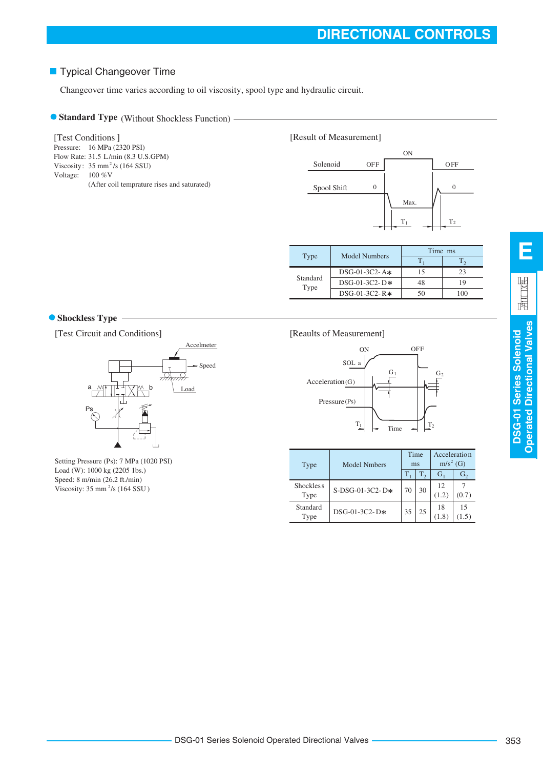## Typical Changeover Time

Changeover time varies according to oil viscosity, spool type and hydraulic circuit.

### Standard Type (Without Shockless Function)

[Test Conditions ]

Pressure: 16 MPa (2320 PSI)
Flow Rate: 31.5 L/min (8.3 U.S.GPM)
Viscosity: 35 $mm^2$/s (164 SSU)
Voltage: 100 %V
(After coil temprature rises and saturated)

[Result of Measurement]

| Type | Model Numbers | Time ms | |
|---|---|---|---|
| | | $T_1$ | $T_2$ |
| Standard Type | DSG-01-3C2-A∗ | 15 | 23 |
| | DSG-01-3C2-D∗ | 48 | 19 |
| | DSG-01-3C2-R∗ | 50 | 100 |

### Shockless Type

[Test Circuit and Conditions]

Setting Pressure (Ps): 7 MPa (1020 PSI)
Load (W): 1000 kg (2205 1bs.)
Speed: 8 m/min (26.2 ft./min)
Viscosity: 35 $mm^2$/s (164 SSU )

[Reaults of Measurement]

| Type | Model Nmbers | Time ms | | Acceleration $m/s^2$ (G) | |
|---|---|---|---|---|---|
| | | $T_1$ | $T_2$ | $G_1$ | $G_2$ |
| Shockless Type | S-DSG-01-3C2-D∗ | 70 | 30 | 12 (1.2) | 7 (0.7) |
| Standard Type | DSG-01-3C2-D∗ | 35 | 25 | 18 (1.8) | 15 (1.5) |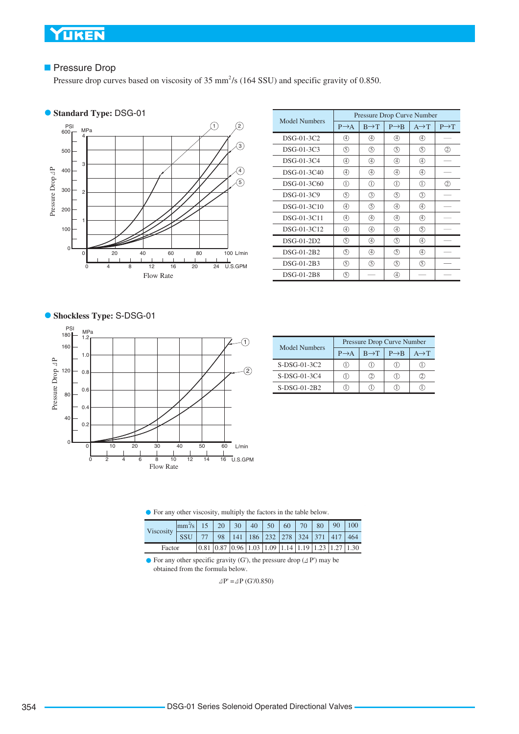## Pressure Drop

Pressure drop curves based on viscosity of 35 $mm^2/s$ (164 SSU) and specific gravity of 0.850.

### Standard Type: DSG-01

| Model Numbers | Pressure Drop Curve Number | | | | |
|---|---|---|---|---|---|
| | P→A | B→T | P→B | A→T | P→T |
| DSG-01-3C2 | ④ | ④ | ④ | ④ | — |
| DSG-01-3C3 | ⑤ | ⑤ | ⑤ | ⑤ | ② |
| DSG-01-3C4 | ④ | ④ | ④ | ④ | — |
| DSG-01-3C40 | ④ | ④ | ④ | ④ | — |
| DSG-01-3C60 | ① | ① | ① | ① | ② |
| DSG-01-3C9 | ⑤ | ③ | ⑤ | ③ | — |
| DSG-01-3C10 | ④ | ⑤ | ④ | ④ | — |
| DSG-01-3C11 | ④ | ④ | ④ | ④ | — |
| DSG-01-3C12 | ④ | ④ | ④ | ⑤ | — |
| DSG-01-2D2 | ⑤ | ④ | ⑤ | ④ | — |
| DSG-01-2B2 | ⑤ | ④ | ⑤ | ④ | — |
| DSG-01-2B3 | ⑤ | ⑤ | ⑤ | ⑤ | — |
| DSG-01-2B8 | ⑤ | — | ④ | — | — |

### Shockless Type: S-DSG-01

| Model Numbers | Pressure Drop Curve Number | | | |
|---|---|---|---|---|
| | P→A | B→T | P→B | A→T |
| S-DSG-01-3C2 | ① | ① | ① | ① |
| S-DSG-01-3C4 | ① | ② | ① | ② |
| S-DSG-01-2B2 | ① | ① | ① | ① |

- For any other viscosity, multiply the factors in the table below.

| Viscosity | $mm^2/s$ | 15 | 20 | 30 | 40 | 50 | 60 | 70 | 80 | 90 | 100 |
|---|---|---|---|---|---|---|---|---|---|---|---|
| | SSU | 77 | 98 | 141 | 186 | 232 | 278 | 324 | 371 | 417 | 464 |
| Factor | | 0.81 | 0.87 | 0.96 | 1.03 | 1.09 | 1.14 | 1.19 | 1.23 | 1.27 | 1.30 |

- For any other specific gravity (G'), the pressure drop ($\Delta P'$) may be obtained from the formula below.

$$\Delta P' = \Delta P \, (G'/0.850)$$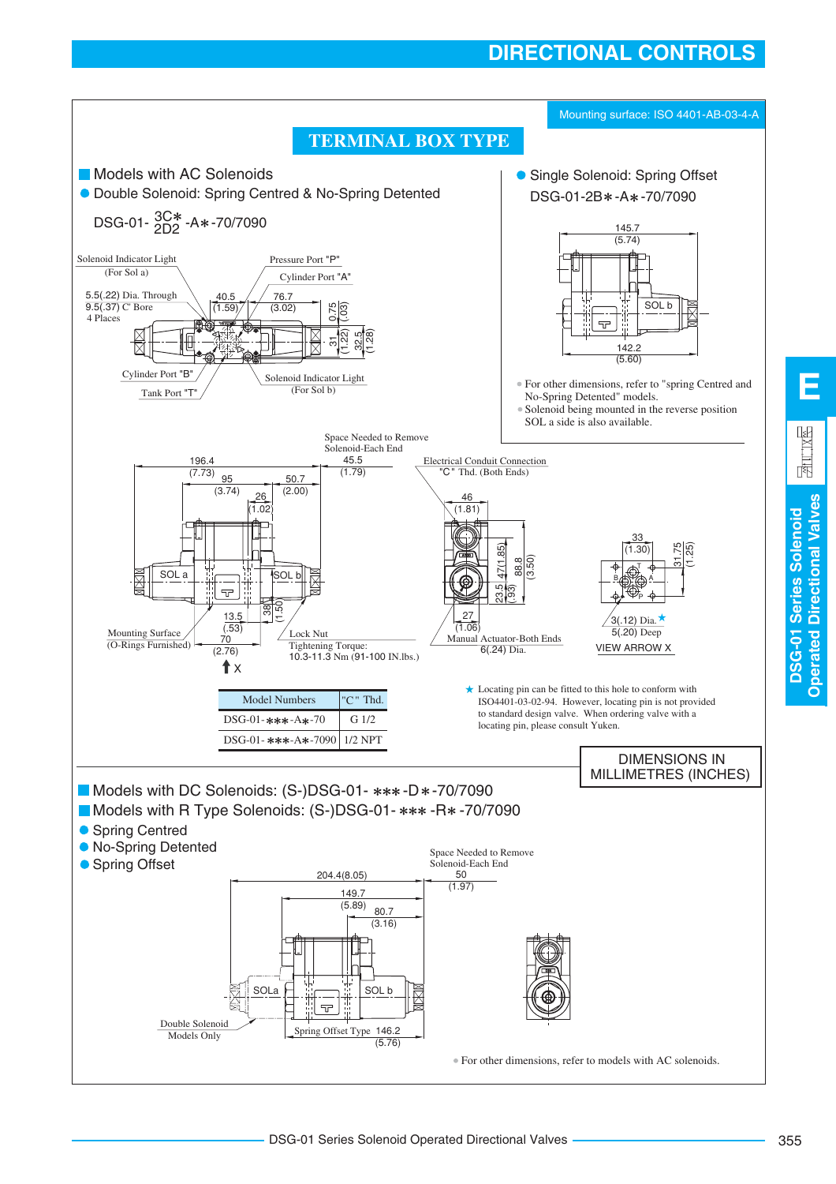# DIRECTIONAL CONTROLS

Mounting surface: ISO 4401-AB-03-4-A

## TERMINAL BOX TYPE

### Models with AC Solenoids

- Double Solenoid: Spring Centred & No-Spring Detented

DSG-01- 3C∗ / 2D2 -A∗-70/7090

Solenoid Indicator Light (For Sol a)
Pressure Port "P"
Cylinder Port "A"
5.5(.22) Dia. Through
9.5(.37) C' Bore
4 Places
40.5 (1.59)
76.7 (3.02)
0.75 (.03)
31 (1.22)
32.5 (1.28)
Cylinder Port "B"
Tank Port "T"
Solenoid Indicator Light (For Sol b)

Space Needed to Remove Solenoid-Each End
196.4 (7.73)
95 (3.74)
45.5 (1.79)
50.7 (2.00)
26 (1.02)
SOL a
SOL b
13.5 (.53)
38 (1.50)
70 (2.76)
Mounting Surface (O-Rings Furnished)
Lock Nut
Tightening Torque: 10.3-11.3 Nm (91-100 IN.lbs.)
X

Electrical Conduit Connection "C" Thd. (Both Ends)
46 (1.81)
47(1.85)
88.8 (3.50)
23.5 (.93)
27 (1.06)
Manual Actuator-Both Ends 6(.24) Dia.

33 (1.30)
31.75 (1.25)
3(.12) Dia.★
5(.20) Deep
VIEW ARROW X

- Single Solenoid: Spring Offset

DSG-01-2B∗-A∗-70/7090

145.7 (5.74)
SOL b
142.2 (5.60)

- For other dimensions, refer to "spring Centred and No-Spring Detented" models.
- Solenoid being mounted in the reverse position SOL a side is also available.

| Model Numbers | "C" Thd. |
|---|---|
| DSG-01-∗∗∗-A∗-70 | G 1/2 |
| DSG-01-∗∗∗-A∗-7090 | 1/2 NPT |

★ Locating pin can be fitted to this hole to conform with ISO4401-03-02-94. However, locating pin is not provided to standard design valve. When ordering valve with a locating pin, please consult Yuken.

DIMENSIONS IN MILLIMETRES (INCHES)

### Models with DC Solenoids: (S-)DSG-01- ∗∗∗-D∗-70/7090

### Models with R Type Solenoids: (S-)DSG-01- ∗∗∗ -R∗ -70/7090

- Spring Centred
- No-Spring Detented
- Spring Offset

204.4(8.05)
Space Needed to Remove Solenoid-Each End
50 (1.97)
149.7 (5.89)
80.7 (3.16)
SOLa
SOL b
Double Solenoid Models Only
Spring Offset Type 146.2 (5.76)

- For other dimensions, refer to models with AC solenoids.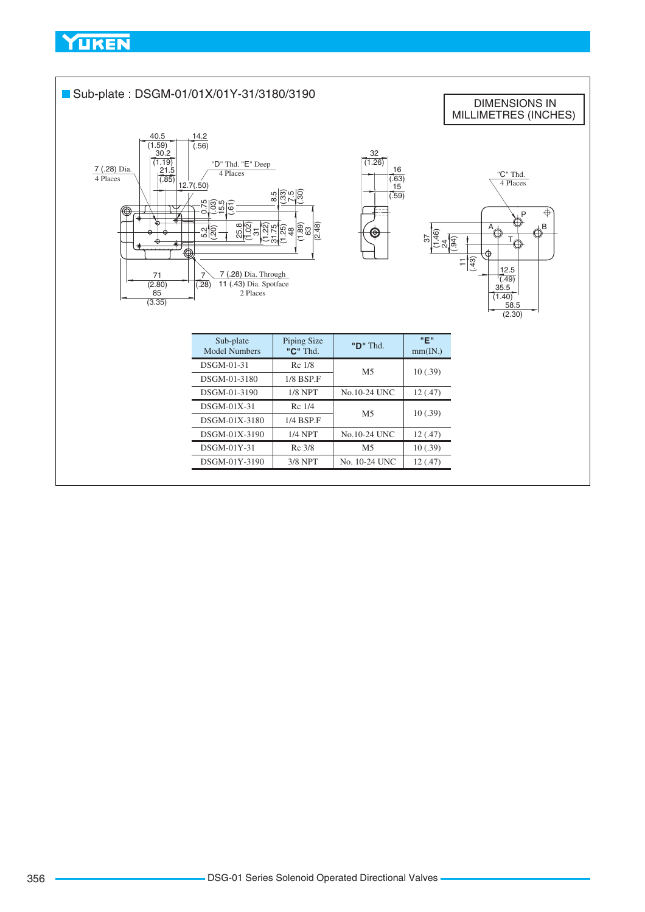## Sub-plate : DSGM-01/01X/01Y-31/3180/3190

DIMENSIONS IN MILLIMETRES (INCHES)

40.5 (1.59)
30.2 (1.19)
21.5 (.85)
14.2 (.56)
12.7(.50)

7 (.28) Dia.
4 Places

"D" Thd. "E" Deep
4 Places

0.75 (.03)
15.5 (.61)
8.5 (.33)
7.5 (.30)
5.2 (.20)
25.8 (1.02)
31 (1.22)
31.75 (1.25)
48 (1.89)
63 (2.48)

71 (2.80)
85 (3.35)
7 (.28)

7 (.28) Dia. Through
11 (.43) Dia. Spotface
2 Places

32 (1.26)
16 (.63)
15 (.59)

"C" Thd.
4 Places

P A B T

37 (1.46)
24 (.94)
11 (.43)
12.5 (.49)
35.5 (1.40)
58.5 (2.30)

| Sub-plate Model Numbers | Piping Size "C" Thd. | "D" Thd. | "E" mm(IN.) |
|---|---|---|---|
| DSGM-01-31 | Rc 1/8 | M5 | 10 (.39) |
| DSGM-01-3180 | 1/8 BSP.F | | |
| DSGM-01-3190 | 1/8 NPT | No.10-24 UNC | 12 (.47) |
| DSGM-01X-31 | Rc 1/4 | M5 | 10 (.39) |
| DSGM-01X-3180 | 1/4 BSP.F | | |
| DSGM-01X-3190 | 1/4 NPT | No.10-24 UNC | 12 (.47) |
| DSGM-01Y-31 | Rc 3/8 | M5 | 10 (.39) |
| DSGM-01Y-3190 | 3/8 NPT | No. 10-24 UNC | 12 (.47) |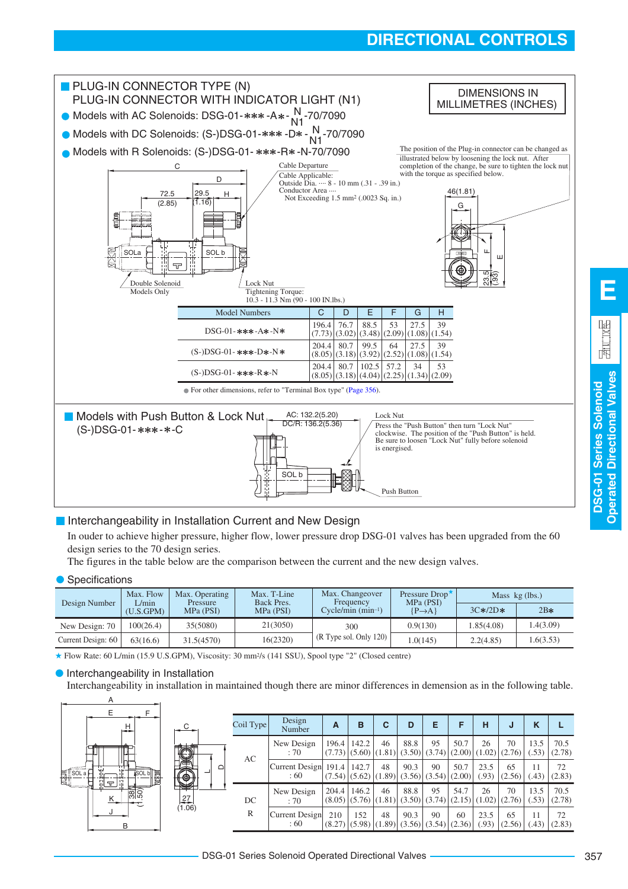## PLUG-IN CONNECTOR TYPE (N)
## PLUG-IN CONNECTOR WITH INDICATOR LIGHT (N1)

DIMENSIONS IN MILLIMETRES (INCHES)

- Models with AC Solenoids: DSG-01-∗∗∗-A∗-N/N1-70/7090
- Models with DC Solenoids: (S-)DSG-01-∗∗∗-D∗-N/N1-70/7090
- Models with R Solenoids: (S-)DSG-01-∗∗∗-R∗-N-70/7090

Cable Departure
Cable Applicable:
Outside Dia. ···· 8 - 10 mm (.31 - .39 in.)
Conductor Area ····
Not Exceeding 1.5 mm² (.0023 Sq. in.)

The position of the Plug-in connector can be changed as illustrated below by loosening the lock nut. After completion of the change, be sure to tighten the lock nut with the torque as specified below.

Double Solenoid Models Only

Lock Nut
Tightening Torque:
10.3 - 11.3 Nm (90 - 100 IN.lbs.)

| Model Numbers | C | D | E | F | G | H |
|---|---|---|---|---|---|---|
| DSG-01-∗∗∗-A∗-N∗ | 196.4 (7.73) | 76.7 (3.02) | 88.5 (3.48) | 53 (2.09) | 27.5 (1.08) | 39 (1.54) |
| (S-)DSG-01-∗∗∗-D∗-N∗ | 204.4 (8.05) | 80.7 (3.18) | 99.5 (3.92) | 64 (2.52) | 27.5 (1.08) | 39 (1.54) |
| (S-)DSG-01-∗∗∗-R∗-N | 204.4 (8.05) | 80.7 (3.18) | 102.5 (4.04) | 57.2 (2.25) | 34 (1.34) | 53 (2.09) |

● For other dimensions, refer to "Terminal Box type" (Page 356).

## Models with Push Button & Lock Nut
(S-)DSG-01-∗∗∗-∗-C

AC: 132.2(5.20)
DC/R: 136.2(5.36)

Lock Nut
Press the "Push Button" then turn "Lock Nut" clockwise. The position of the "Push Button" is held. Be sure to loosen "Lock Nut" fully before solenoid is energised.

Push Button

## Interchangeability in Installation Current and New Design

In ouder to achieve higher pressure, higher flow, lower pressure drop DSG-01 valves has been upgraded from the 60 design series to the 70 design series.
The figures in the table below are the comparison between the current and the new design valves.

### Specifications

| Design Number | Max. Flow L/min (U.S.GPM) | Max. Operating Pressure MPa (PSI) | Max. T-Line Back Pres. MPa (PSI) | Max. Changeover Frequency Cycle/min (min⁻¹) | Pressure Drop★ MPa (PSI) {P→A} | Mass kg (lbs.) | |
|---|---|---|---|---|---|---|---|
| | | | | | | 3C∗/2D∗ | 2B∗ |
| New Design: 70 | 100(26.4) | 35(5080) | 21(3050) | 300 (R Type sol. Only 120) | 0.9(130) | 1.85(4.08) | 1.4(3.09) |
| Current Design: 60 | 63(16.6) | 31.5(4570) | 16(2320) | | 1.0(145) | 2.2(4.85) | 1.6(3.53) |

★ Flow Rate: 60 L/min (15.9 U.S.GPM), Viscosity: 30 mm²/s (141 SSU), Spool type "2" (Closed centre)

### Interchangeability in Installation

Interchangeability in installation in maintained though there are minor differences in demension as in the following table.

| Coil Type | Design Number | A | B | C | D | E | F | H | J | K | L |
|---|---|---|---|---|---|---|---|---|---|---|---|
| AC | New Design : 70 | 196.4 (7.73) | 142.2 (5.60) | 46 (1.81) | 88.8 (3.50) | 95 (3.74) | 50.7 (2.00) | 26 (1.02) | 70 (2.76) | 13.5 (.53) | 70.5 (2.78) |
| | Current Design : 60 | 191.4 (7.54) | 142.7 (5.62) | 48 (1.89) | 90.3 (3.56) | 90 (3.54) | 50.7 (2.00) | 23.5 (.93) | 65 (2.56) | 11 (.43) | 72 (2.83) |
| DC R | New Design : 70 | 204.4 (8.05) | 146.2 (5.76) | 46 (1.81) | 88.8 (3.50) | 95 (3.74) | 54.7 (2.15) | 26 (1.02) | 70 (2.76) | 13.5 (.53) | 70.5 (2.78) |
| | Current Design : 60 | 210 (8.27) | 152 (5.98) | 48 (1.89) | 90.3 (3.56) | 90 (3.54) | 60 (2.36) | 23.5 (.93) | 65 (2.56) | 11 (.43) | 72 (2.83) |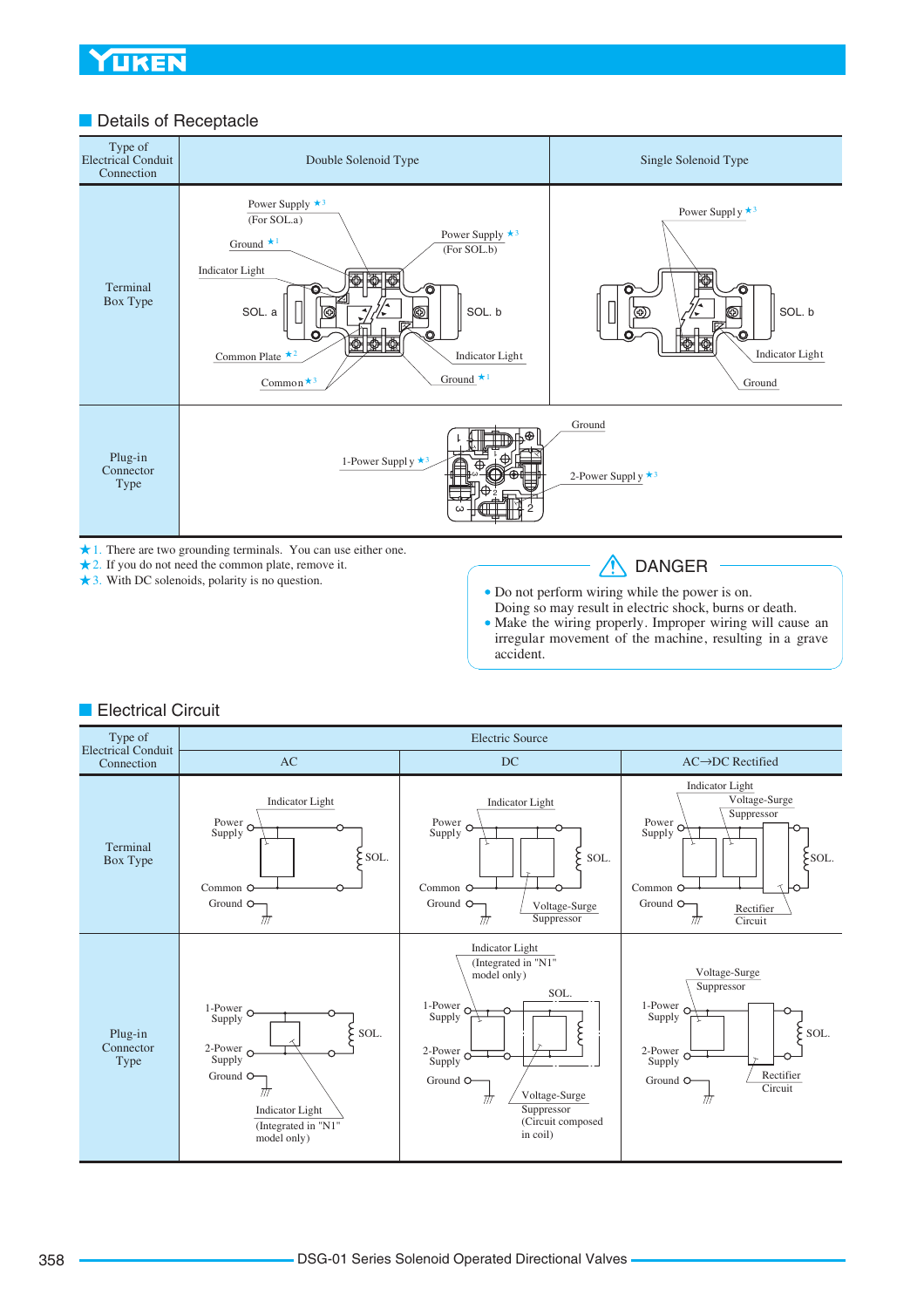## Details of Receptacle

| Type of Electrical Conduit Connection | Double Solenoid Type | Single Solenoid Type |
|---|---|---|
| Terminal Box Type | Power Supply ★3 (For SOL.a), Ground ★1, Indicator Light, SOL. a, Common Plate ★2, Common ★3, Power Supply ★3 (For SOL.b), SOL. b, Indicator Light, Ground ★1 | Power Supply ★3, SOL. b, Indicator Light, Ground |
| Plug-in Connector Type | 1-Power Supply ★3, Ground, 2-Power Supply ★3 | |

★1. There are two grounding terminals. You can use either one.
★2. If you do not need the common plate, remove it.
★3. With DC solenoids, polarity is no question.

**⚠ DANGER**

- Do not perform wiring while the power is on. Doing so may result in electric shock, burns or death.
- Make the wiring properly. Improper wiring will cause an irregular movement of the machine, resulting in a grave accident.

## Electrical Circuit

| Type of Electrical Conduit Connection | Electric Source | | |
|---|---|---|---|
| | AC | DC | AC→DC Rectified |
| Terminal Box Type | Power Supply, Indicator Light, SOL., Common, Ground | Power Supply, Indicator Light, SOL., Common, Ground, Voltage-Surge Suppressor | Power Supply, Indicator Light, Voltage-Surge Suppressor, SOL., Common, Ground, Rectifier Circuit |
| Plug-in Connector Type | 1-Power Supply, 2-Power Supply, SOL., Ground, Indicator Light (Integrated in "N1" model only) | Indicator Light (Integrated in "N1" model only), SOL., 1-Power Supply, 2-Power Supply, Ground, Voltage-Surge Suppressor (Circuit composed in coil) | Voltage-Surge Suppressor, 1-Power Supply, 2-Power Supply, SOL., Ground, Rectifier Circuit |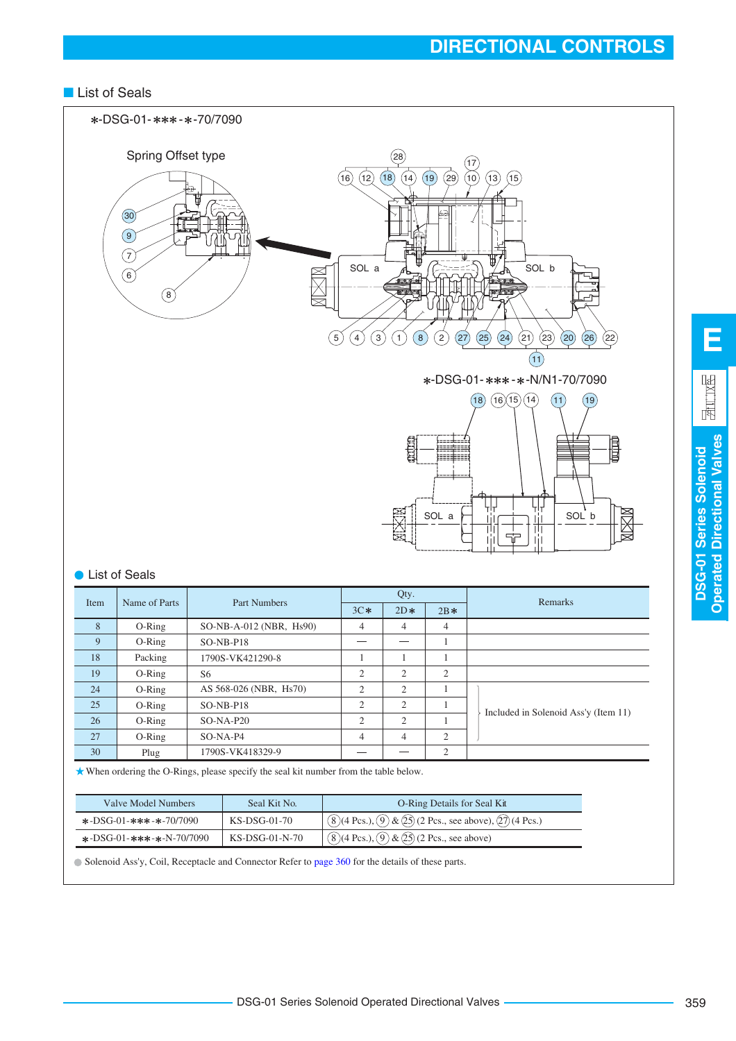# DIRECTIONAL CONTROLS

## List of Seals

∗-DSG-01-∗∗∗-∗-70/7090

Spring Offset type

∗-DSG-01-∗∗∗-∗-N/N1-70/7090

### List of Seals

| Item | Name of Parts | Part Numbers | Qty. | | | Remarks |
|---|---|---|---|---|---|---|
| | | | 3C∗ | 2D∗ | 2B∗ | |
| 8 | O-Ring | SO-NB-A-012 (NBR, Hs90) | 4 | 4 | 4 | |
| 9 | O-Ring | SO-NB-P18 | — | — | 1 | |
| 18 | Packing | 1790S-VK421290-8 | 1 | 1 | 1 | |
| 19 | O-Ring | S6 | 2 | 2 | 2 | |
| 24 | O-Ring | AS 568-026 (NBR, Hs70) | 2 | 2 | 1 | Included in Solenoid Ass'y (Item 11) |
| 25 | O-Ring | SO-NB-P18 | 2 | 2 | 1 | Included in Solenoid Ass'y (Item 11) |
| 26 | O-Ring | SO-NA-P20 | 2 | 2 | 1 | Included in Solenoid Ass'y (Item 11) |
| 27 | O-Ring | SO-NA-P4 | 4 | 4 | 2 | Included in Solenoid Ass'y (Item 11) |
| 30 | Plug | 1790S-VK418329-9 | — | — | 2 | |

★When ordering the O-Rings, please specify the seal kit number from the table below.

| Valve Model Numbers | Seal Kit No. | O-Ring Details for Seal Kit |
|---|---|---|
| ∗-DSG-01-∗∗∗-∗-70/7090 | KS-DSG-01-70 | (8)(4 Pcs.), (9) & (25) (2 Pcs., see above), (27) (4 Pcs.) |
| ∗-DSG-01-∗∗∗-∗-N-70/7090 | KS-DSG-01-N-70 | (8)(4 Pcs.), (9) & (25) (2 Pcs., see above) |

● Solenoid Ass'y, Coil, Receptacle and Connector Refer to page 360 for the details of these parts.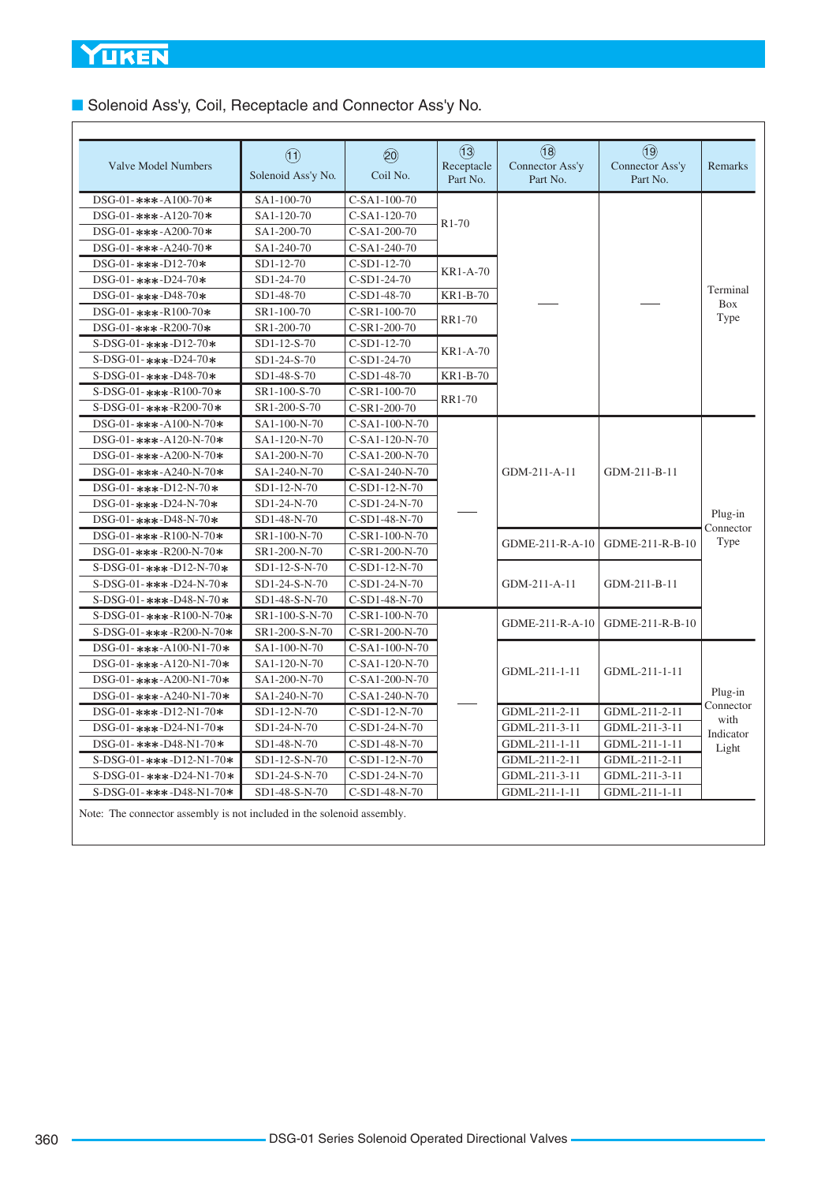## Solenoid Ass'y, Coil, Receptacle and Connector Ass'y No.

| Valve Model Numbers | ⑪ Solenoid Ass'y No. | ⑳ Coil No. | ⑬ Receptacle Part No. | ⑱ Connector Ass'y Part No. | ⑲ Connector Ass'y Part No. | Remarks |
|---|---|---|---|---|---|---|
| DSG-01-***-A100-70* | SA1-100-70 | C-SA1-100-70 | R1-70 | — | — | Terminal Box Type |
| DSG-01-***-A120-70* | SA1-120-70 | C-SA1-120-70 | R1-70 | — | — | Terminal Box Type |
| DSG-01-***-A200-70* | SA1-200-70 | C-SA1-200-70 | R1-70 | — | — | Terminal Box Type |
| DSG-01-***-A240-70* | SA1-240-70 | C-SA1-240-70 | R1-70 | — | — | Terminal Box Type |
| DSG-01-***-D12-70* | SD1-12-70 | C-SD1-12-70 | KR1-A-70 | — | — | Terminal Box Type |
| DSG-01-***-D24-70* | SD1-24-70 | C-SD1-24-70 | KR1-A-70 | — | — | Terminal Box Type |
| DSG-01-***-D48-70* | SD1-48-70 | C-SD1-48-70 | KR1-B-70 | — | — | Terminal Box Type |
| DSG-01-***-R100-70* | SR1-100-70 | C-SR1-100-70 | RR1-70 | — | — | Terminal Box Type |
| DSG-01-***-R200-70* | SR1-200-70 | C-SR1-200-70 | RR1-70 | — | — | Terminal Box Type |
| S-DSG-01-***-D12-70* | SD1-12-S-70 | C-SD1-12-70 | KR1-A-70 | — | — | Terminal Box Type |
| S-DSG-01-***-D24-70* | SD1-24-S-70 | C-SD1-24-70 | KR1-A-70 | — | — | Terminal Box Type |
| S-DSG-01-***-D48-70* | SD1-48-S-70 | C-SD1-48-70 | KR1-B-70 | — | — | Terminal Box Type |
| S-DSG-01-***-R100-70* | SR1-100-S-70 | C-SR1-100-70 | RR1-70 | — | — | Terminal Box Type |
| S-DSG-01-***-R200-70* | SR1-200-S-70 | C-SR1-200-70 | RR1-70 | — | — | Terminal Box Type |
| DSG-01-***-A100-N-70* | SA1-100-N-70 | C-SA1-100-N-70 | — | GDM-211-A-11 | GDM-211-B-11 | Plug-in Connector Type |
| DSG-01-***-A120-N-70* | SA1-120-N-70 | C-SA1-120-N-70 | — | GDM-211-A-11 | GDM-211-B-11 | Plug-in Connector Type |
| DSG-01-***-A200-N-70* | SA1-200-N-70 | C-SA1-200-N-70 | — | GDM-211-A-11 | GDM-211-B-11 | Plug-in Connector Type |
| DSG-01-***-A240-N-70* | SA1-240-N-70 | C-SA1-240-N-70 | — | GDM-211-A-11 | GDM-211-B-11 | Plug-in Connector Type |
| DSG-01-***-D12-N-70* | SD1-12-N-70 | C-SD1-12-N-70 | — | GDM-211-A-11 | GDM-211-B-11 | Plug-in Connector Type |
| DSG-01-***-D24-N-70* | SD1-24-N-70 | C-SD1-24-N-70 | — | GDM-211-A-11 | GDM-211-B-11 | Plug-in Connector Type |
| DSG-01-***-D48-N-70* | SD1-48-N-70 | C-SD1-48-N-70 | — | GDM-211-A-11 | GDM-211-B-11 | Plug-in Connector Type |
| DSG-01-***-R100-N-70* | SR1-100-N-70 | C-SR1-100-N-70 | — | GDME-211-R-A-10 | GDME-211-R-B-10 | Plug-in Connector Type |
| DSG-01-***-R200-N-70* | SR1-200-N-70 | C-SR1-200-N-70 | — | GDME-211-R-A-10 | GDME-211-R-B-10 | Plug-in Connector Type |
| S-DSG-01-***-D12-N-70* | SD1-12-S-N-70 | C-SD1-12-N-70 | — | GDM-211-A-11 | GDM-211-B-11 | Plug-in Connector Type |
| S-DSG-01-***-D24-N-70* | SD1-24-S-N-70 | C-SD1-24-N-70 | — | GDM-211-A-11 | GDM-211-B-11 | Plug-in Connector Type |
| S-DSG-01-***-D48-N-70* | SD1-48-S-N-70 | C-SD1-48-N-70 | — | GDM-211-A-11 | GDM-211-B-11 | Plug-in Connector Type |
| S-DSG-01-***-R100-N-70* | SR1-100-S-N-70 | C-SR1-100-N-70 | — | GDME-211-R-A-10 | GDME-211-R-B-10 | Plug-in Connector Type |
| S-DSG-01-***-R200-N-70* | SR1-200-S-N-70 | C-SR1-200-N-70 | — | GDME-211-R-A-10 | GDME-211-R-B-10 | Plug-in Connector Type |
| DSG-01-***-A100-N1-70* | SA1-100-N-70 | C-SA1-100-N-70 | — | GDML-211-1-11 | GDML-211-1-11 | Plug-in Connector with Indicator Light |
| DSG-01-***-A120-N1-70* | SA1-120-N-70 | C-SA1-120-N-70 | — | GDML-211-1-11 | GDML-211-1-11 | Plug-in Connector with Indicator Light |
| DSG-01-***-A200-N1-70* | SA1-200-N-70 | C-SA1-200-N-70 | — | GDML-211-1-11 | GDML-211-1-11 | Plug-in Connector with Indicator Light |
| DSG-01-***-A240-N1-70* | SA1-240-N-70 | C-SA1-240-N-70 | — | GDML-211-1-11 | GDML-211-1-11 | Plug-in Connector with Indicator Light |
| DSG-01-***-D12-N1-70* | SD1-12-N-70 | C-SD1-12-N-70 | — | GDML-211-2-11 | GDML-211-2-11 | Plug-in Connector with Indicator Light |
| DSG-01-***-D24-N1-70* | SD1-24-N-70 | C-SD1-24-N-70 | — | GDML-211-3-11 | GDML-211-3-11 | Plug-in Connector with Indicator Light |
| DSG-01-***-D48-N1-70* | SD1-48-N-70 | C-SD1-48-N-70 | — | GDML-211-1-11 | GDML-211-1-11 | Plug-in Connector with Indicator Light |
| S-DSG-01-***-D12-N1-70* | SD1-12-S-N-70 | C-SD1-12-N-70 | — | GDML-211-2-11 | GDML-211-2-11 | Plug-in Connector with Indicator Light |
| S-DSG-01-***-D24-N1-70* | SD1-24-S-N-70 | C-SD1-24-N-70 | — | GDML-211-3-11 | GDML-211-3-11 | Plug-in Connector with Indicator Light |
| S-DSG-01-***-D48-N1-70* | SD1-48-S-N-70 | C-SD1-48-N-70 | — | GDML-211-1-11 | GDML-211-1-11 | Plug-in Connector with Indicator Light |

Note: The connector assembly is not included in the solenoid assembly.